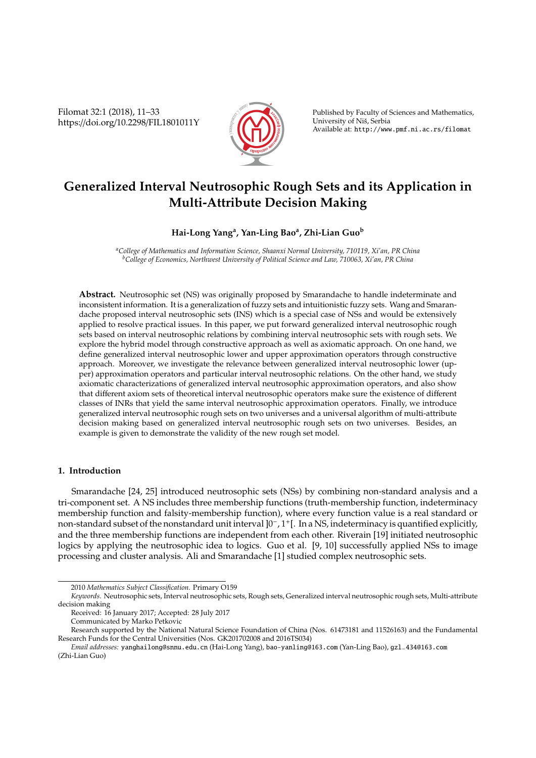# Generalized Interval Neutrosophic Rough Sets and its Application in Multi-Attribute Decision Making

**Hai-Long Yang[a], Yan-Ling Bao[a], Zhi-Lian Guo[b]**

[a]*College of Mathematics and Information Science, Shaanxi Normal University, 710119, Xi'an, PR China*
[b]*College of Economics, Northwest University of Political Science and Law, 710063, Xi'an, PR China*

**Abstract.** Neutrosophic set (NS) was originally proposed by Smarandache to handle indeterminate and inconsistent information. It is a generalization of fuzzy sets and intuitionistic fuzzy sets. Wang and Smarandache proposed interval neutrosophic sets (INS) which is a special case of NSs and would be extensively applied to resolve practical issues. In this paper, we put forward generalized interval neutrosophic rough sets based on interval neutrosophic relations by combining interval neutrosophic sets with rough sets. We explore the hybrid model through constructive approach as well as axiomatic approach. On one hand, we define generalized interval neutrosophic lower and upper approximation operators through constructive approach. Moreover, we investigate the relevance between generalized interval neutrosophic lower (upper) approximation operators and particular interval neutrosophic relations. On the other hand, we study axiomatic characterizations of generalized interval neutrosophic approximation operators, and also show that different axiom sets of theoretical interval neutrosophic operators make sure the existence of different classes of INRs that yield the same interval neutrosophic approximation operators. Finally, we introduce generalized interval neutrosophic rough sets on two universes and a universal algorithm of multi-attribute decision making based on generalized interval neutrosophic rough sets on two universes. Besides, an example is given to demonstrate the validity of the new rough set model.

## 1. Introduction

Smarandache [24, 25] introduced neutrosophic sets (NSs) by combining non-standard analysis and a tri-component set. A NS includes three membership functions (truth-membership function, indeterminacy membership function and falsity-membership function), where every function value is a real standard or non-standard subset of the nonstandard unit interval $]0^-, 1^+[$. In a NS, indeterminacy is quantified explicitly, and the three membership functions are independent from each other. Riverain [19] initiated neutrosophic logics by applying the neutrosophic idea to logics. Guo et al. [9, 10] successfully applied NSs to image processing and cluster analysis. Ali and Smarandache [1] studied complex neutrosophic sets.

---

2010 *Mathematics Subject Classification*. Primary O159

*Keywords*. Neutrosophic sets, Interval neutrosophic sets, Rough sets, Generalized interval neutrosophic rough sets, Multi-attribute decision making

Received: 16 January 2017; Accepted: 28 July 2017

Communicated by Marko Petkovic

Research supported by the National Natural Science Foundation of China (Nos. 61473181 and 11526163) and the Fundamental Research Funds for the Central Universities (Nos. GK201702008 and 2016TS034)

*Email addresses:* yanghailong@snnu.edu.cn (Hai-Long Yang), bao-yanling@163.com (Yan-Ling Bao), gzl_434@163.com (Zhi-Lian Guo)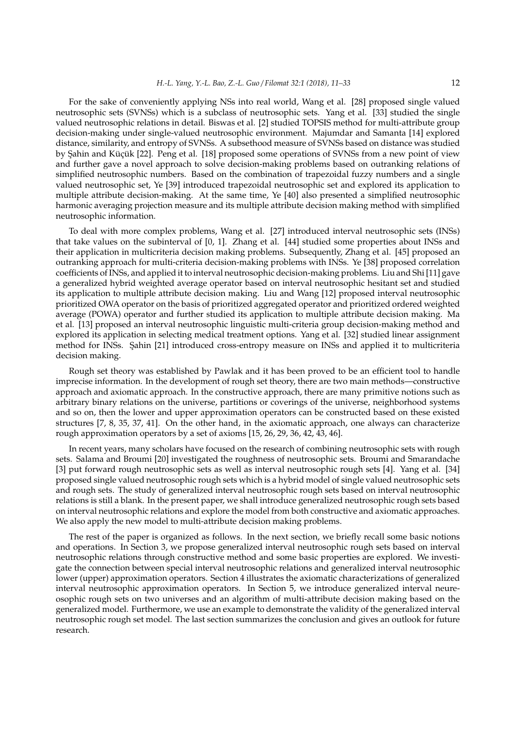For the sake of conveniently applying NSs into real world, Wang et al. [28] proposed single valued neutrosophic sets (SVNSs) which is a subclass of neutrosophic sets. Yang et al. [33] studied the single valued neutrosophic relations in detail. Biswas et al. [2] studied TOPSIS method for multi-attribute group decision-making under single-valued neutrosophic environment. Majumdar and Samanta [14] explored distance, similarity, and entropy of SVNSs. A subsethood measure of SVNSs based on distance was studied by Şahin and Küçük [22]. Peng et al. [18] proposed some operations of SVNSs from a new point of view and further gave a novel approach to solve decision-making problems based on outranking relations of simplified neutrosophic numbers. Based on the combination of trapezoidal fuzzy numbers and a single valued neutrosophic set, Ye [39] introduced trapezoidal neutrosophic set and explored its application to multiple attribute decision-making. At the same time, Ye [40] also presented a simplified neutrosophic harmonic averaging projection measure and its multiple attribute decision making method with simplified neutrosophic information.

To deal with more complex problems, Wang et al. [27] introduced interval neutrosophic sets (INSs) that take values on the subinterval of [0, 1]. Zhang et al. [44] studied some properties about INSs and their application in multicriteria decision making problems. Subsequently, Zhang et al. [45] proposed an outranking approach for multi-criteria decision-making problems with INSs. Ye [38] proposed correlation coefficients of INSs, and applied it to interval neutrosophic decision-making problems. Liu and Shi [11] gave a generalized hybrid weighted average operator based on interval neutrosophic hesitant set and studied its application to multiple attribute decision making. Liu and Wang [12] proposed interval neutrosophic prioritized OWA operator on the basis of prioritized aggregated operator and prioritized ordered weighted average (POWA) operator and further studied its application to multiple attribute decision making. Ma et al. [13] proposed an interval neutrosophic linguistic multi-criteria group decision-making method and explored its application in selecting medical treatment options. Yang et al. [32] studied linear assignment method for INSs. Şahin [21] introduced cross-entropy measure on INSs and applied it to multicriteria decision making.

Rough set theory was established by Pawlak and it has been proved to be an efficient tool to handle imprecise information. In the development of rough set theory, there are two main methods—constructive approach and axiomatic approach. In the constructive approach, there are many primitive notions such as arbitrary binary relations on the universe, partitions or coverings of the universe, neighborhood systems and so on, then the lower and upper approximation operators can be constructed based on these existed structures [7, 8, 35, 37, 41]. On the other hand, in the axiomatic approach, one always can characterize rough approximation operators by a set of axioms [15, 26, 29, 36, 42, 43, 46].

In recent years, many scholars have focused on the research of combining neutrosophic sets with rough sets. Salama and Broumi [20] investigated the roughness of neutrosophic sets. Broumi and Smarandache [3] put forward rough neutrosophic sets as well as interval neutrosophic rough sets [4]. Yang et al. [34] proposed single valued neutrosophic rough sets which is a hybrid model of single valued neutrosophic sets and rough sets. The study of generalized interval neutrosophic rough sets based on interval neutrosophic relations is still a blank. In the present paper, we shall introduce generalized neutrosophic rough sets based on interval neutrosophic relations and explore the model from both constructive and axiomatic approaches. We also apply the new model to multi-attribute decision making problems.

The rest of the paper is organized as follows. In the next section, we briefly recall some basic notions and operations. In Section 3, we propose generalized interval neutrosophic rough sets based on interval neutrosophic relations through constructive method and some basic properties are explored. We investigate the connection between special interval neutrosophic relations and generalized interval neutrosophic lower (upper) approximation operators. Section 4 illustrates the axiomatic characterizations of generalized interval neutrosophic approximation operators. In Section 5, we introduce generalized interval neureosophic rough sets on two universes and an algorithm of multi-attribute decision making based on the generalized model. Furthermore, we use an example to demonstrate the validity of the generalized interval neutrosophic rough set model. The last section summarizes the conclusion and gives an outlook for future research.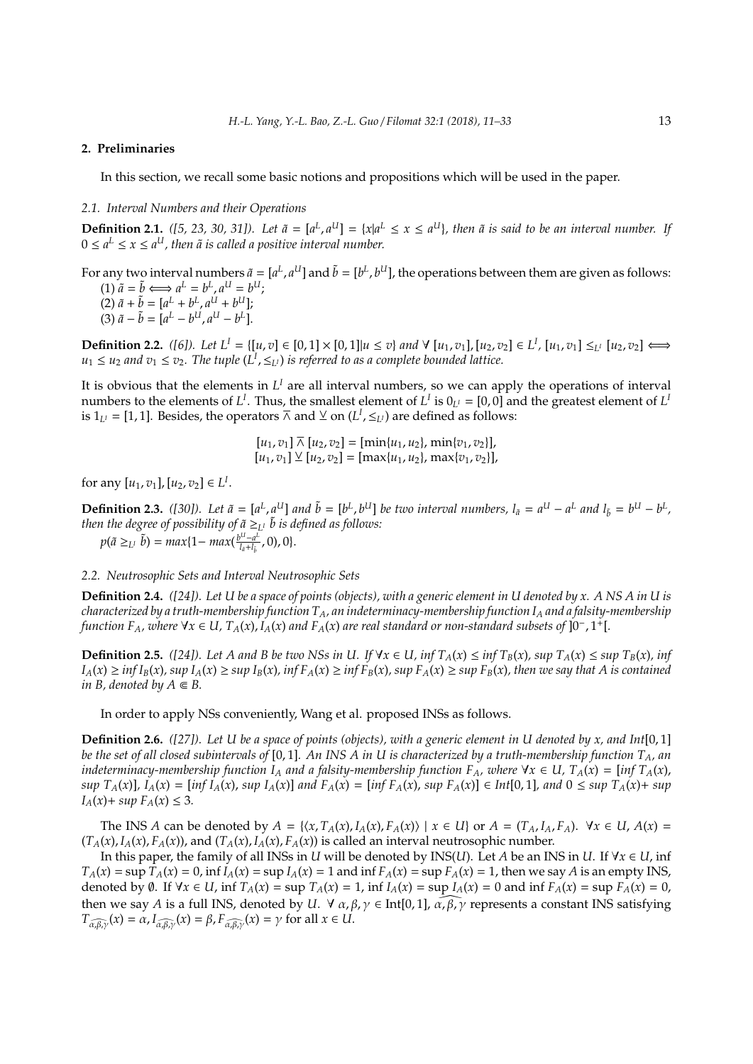## 2. Preliminaries

In this section, we recall some basic notions and propositions which will be used in the paper.

### 2.1. Interval Numbers and their Operations

**Definition 2.1.** *([5, 23, 30, 31]). Let $\tilde{a} = [a^L, a^U] = \{x | a^L \leq x \leq a^U\}$, then $\tilde{a}$ is said to be an interval number. If $0 \leq a^L \leq x \leq a^U$, then $\tilde{a}$ is called a positive interval number.*

For any two interval numbers $\tilde{a} = [a^L, a^U]$ and $\tilde{b} = [b^L, b^U]$, the operations between them are given as follows:
(1) $\tilde{a} = \tilde{b} \Longleftrightarrow a^L = b^L, a^U = b^U$;
(2) $\tilde{a} + \tilde{b} = [a^L + b^L, a^U + b^U]$;
(3) $\tilde{a} - \tilde{b} = [a^L - b^U, a^U - b^L]$.

**Definition 2.2.** *([6]). Let $L^I = \{[u, v] \in [0, 1] \times [0, 1] | u \leq v\}$ and $\forall$ $[u_1, v_1], [u_2, v_2] \in L^I$, $[u_1, v_1] \leq_{L^I} [u_2, v_2] \Longleftrightarrow u_1 \leq u_2$ and $v_1 \leq v_2$. The tuple $(L^I, \leq_{L^I})$ is referred to as a complete bounded lattice.*

It is obvious that the elements in $L^I$ are all interval numbers, so we can apply the operations of interval numbers to the elements of $L^I$. Thus, the smallest element of $L^I$ is $0_{L^I} = [0, 0]$ and the greatest element of $L^I$ is $1_{L^I} = [1, 1]$. Besides, the operators $\overline{\wedge}$ and $\veebar$ on $(L^I, \leq_{L^I})$ are defined as follows:

$$[u_1, v_1] \,\overline{\wedge}\, [u_2, v_2] = [\min\{u_1, u_2\}, \min\{v_1, v_2\}],$$
$$[u_1, v_1] \veebar [u_2, v_2] = [\max\{u_1, u_2\}, \max\{v_1, v_2\}],$$

for any $[u_1, v_1], [u_2, v_2] \in L^I$.

**Definition 2.3.** *([30]). Let $\tilde{a} = [a^L, a^U]$ and $\tilde{b} = [b^L, b^U]$ be two interval numbers, $l_{\tilde{a}} = a^U - a^L$ and $l_{\tilde{b}} = b^U - b^L$, then the degree of possibility of $\tilde{a} \geq_{L^I} \tilde{b}$ is defined as follows:*
$p(\tilde{a} \geq_{L^I} \tilde{b}) = max\{1 - max(\frac{b^U - a^L}{l_{\tilde{a}} + l_{\tilde{b}}}, 0), 0\}$.

### 2.2. Neutrosophic Sets and Interval Neutrosophic Sets

**Definition 2.4.** *([24]). Let U be a space of points (objects), with a generic element in U denoted by x. A NS A in U is characterized by a truth-membership function $T_A$, an indeterminacy-membership function $I_A$ and a falsity-membership function $F_A$, where $\forall x \in U$, $T_A(x)$, $I_A(x)$ and $F_A(x)$ are real standard or non-standard subsets of $]0^-, 1^+[$.*

**Definition 2.5.** *([24]). Let A and B be two NSs in U. If $\forall x \in U$, $inf\, T_A(x) \leq inf\, T_B(x)$, $sup\, T_A(x) \leq sup\, T_B(x)$, $inf\, I_A(x) \geq inf\, I_B(x)$, $sup\, I_A(x) \geq sup\, I_B(x)$, $inf\, F_A(x) \geq inf\, F_B(x)$, $sup\, F_A(x) \geq sup\, F_B(x)$, then we say that A is contained in B, denoted by $A \Subset B$.*

In order to apply NSs conveniently, Wang et al. proposed INSs as follows.

**Definition 2.6.** *([27]). Let U be a space of points (objects), with a generic element in U denoted by x, and Int[0, 1] be the set of all closed subintervals of [0, 1]. An INS A in U is characterized by a truth-membership function $T_A$, an indeterminacy-membership function $I_A$ and a falsity-membership function $F_A$, where $\forall x \in U$, $T_A(x) = [inf\, T_A(x), sup\, T_A(x)]$, $I_A(x) = [inf\, I_A(x), sup\, I_A(x)]$ and $F_A(x) = [inf\, F_A(x), sup\, F_A(x)] \in Int[0, 1]$, and $0 \leq sup\, T_A(x) + sup\, I_A(x) + sup\, F_A(x) \leq 3$.*

The INS $A$ can be denoted by $A = \{\langle x, T_A(x), I_A(x), F_A(x)\rangle \mid x \in U\}$ or $A = (T_A, I_A, F_A)$. $\forall x \in U$, $A(x) = (T_A(x), I_A(x), F_A(x))$, and $(T_A(x), I_A(x), F_A(x))$ is called an interval neutrosophic number.

In this paper, the family of all INSs in $U$ will be denoted by INS($U$). Let $A$ be an INS in $U$. If $\forall x \in U$, inf $T_A(x) =$ sup $T_A(x) = 0$, inf $I_A(x) =$ sup $I_A(x) = 1$ and inf $F_A(x) =$ sup $F_A(x) = 1$, then we say $A$ is an empty INS, denoted by $\emptyset$. If $\forall x \in U$, inf $T_A(x) =$ sup $T_A(x) = 1$, inf $I_A(x) =$ sup $I_A(x) = 0$ and inf $F_A(x) =$ sup $F_A(x) = 0$, then we say $A$ is a full INS, denoted by $U$. $\forall$ $\alpha, \beta, \gamma \in$ Int[0, 1], $\widehat{\alpha, \beta, \gamma}$ represents a constant INS satisfying $T_{\widehat{\alpha,\beta,\gamma}}(x) = \alpha, I_{\widehat{\alpha,\beta,\gamma}}(x) = \beta, F_{\widehat{\alpha,\beta,\gamma}}(x) = \gamma$ for all $x \in U$.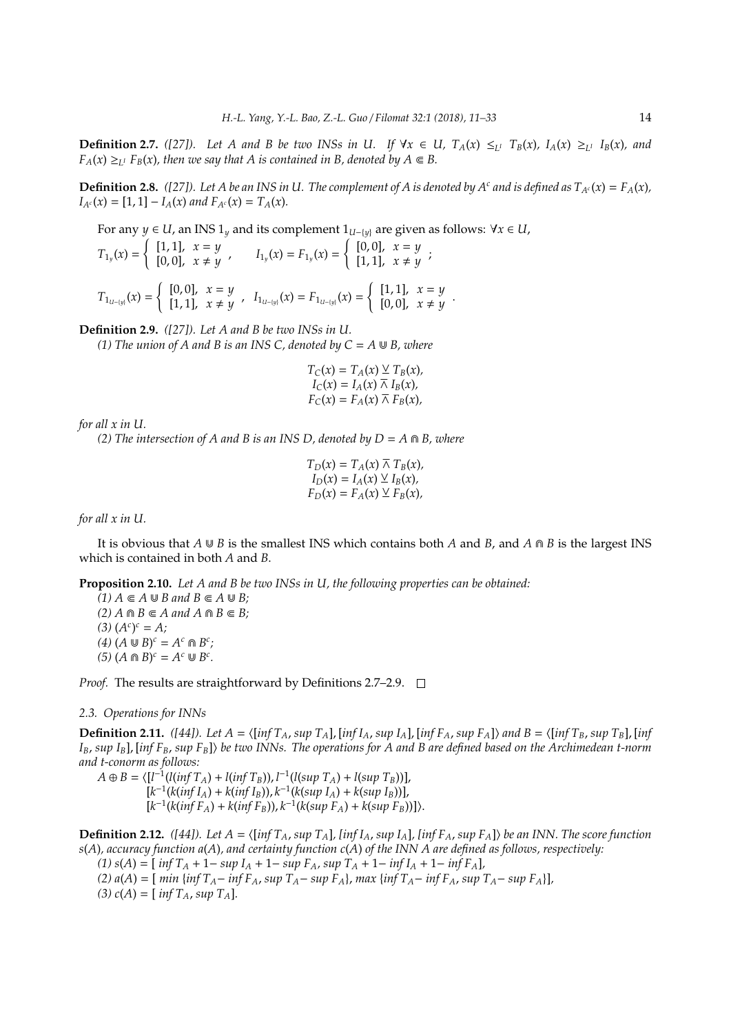**Definition 2.7.** *([27]). Let $A$ and $B$ be two INSs in $U$. If $\forall x \in U$, $T_A(x) \leq_{L^I} T_B(x)$, $I_A(x) \geq_{L^I} I_B(x)$, and $F_A(x) \geq_{L^I} F_B(x)$, then we say that $A$ is contained in $B$, denoted by $A \Subset B$.*

**Definition 2.8.** *([27]). Let $A$ be an INS in $U$. The complement of $A$ is denoted by $A^c$ and is defined as $T_{A^c}(x) = F_A(x)$, $I_{A^c}(x) = [1,1] - I_A(x)$ and $F_{A^c}(x) = T_A(x)$.*

For any $y \in U$, an INS $1_y$ and its complement $1_{U-\{y\}}$ are given as follows: $\forall x \in U$,

$$T_{1_y}(x) = \begin{cases} [1,1], & x = y \\ [0,0], & x \neq y \end{cases}, \qquad I_{1_y}(x) = F_{1_y}(x) = \begin{cases} [0,0], & x = y \\ [1,1], & x \neq y \end{cases};$$

$$T_{1_{U-\{y\}}}(x) = \begin{cases} [0,0], & x = y \\ [1,1], & x \neq y \end{cases}, \quad I_{1_{U-\{y\}}}(x) = F_{1_{U-\{y\}}}(x) = \begin{cases} [1,1], & x = y \\ [0,0], & x \neq y \end{cases}.$$

**Definition 2.9.** *([27]). Let $A$ and $B$ be two INSs in $U$.*

*(1) The union of $A$ and $B$ is an INS $C$, denoted by $C = A \Cup B$, where*

$$T_C(x) = T_A(x) \veebar T_B(x),$$
$$I_C(x) = I_A(x) \barwedge I_B(x),$$
$$F_C(x) = F_A(x) \barwedge F_B(x),$$

*for all $x$ in $U$.*

*(2) The intersection of $A$ and $B$ is an INS $D$, denoted by $D = A \Cap B$, where*

$$T_D(x) = T_A(x) \barwedge T_B(x),$$
$$I_D(x) = I_A(x) \veebar I_B(x),$$
$$F_D(x) = F_A(x) \veebar F_B(x),$$

*for all $x$ in $U$.*

It is obvious that $A \Cup B$ is the smallest INS which contains both $A$ and $B$, and $A \Cap B$ is the largest INS which is contained in both $A$ and $B$.

**Proposition 2.10.** *Let $A$ and $B$ be two INSs in $U$, the following properties can be obtained:*

*(1) $A \Subset A \Cup B$ and $B \Subset A \Cup B$;*
*(2) $A \Cap B \Subset A$ and $A \Cap B \Subset B$;*
*(3) $(A^c)^c = A$;*
*(4) $(A \Cup B)^c = A^c \Cap B^c$;*
*(5) $(A \Cap B)^c = A^c \Cup B^c$.*

*Proof.* The results are straightforward by Definitions 2.7–2.9. □

### 2.3. Operations for INNs

**Definition 2.11.** *([44]). Let $A = \langle[\inf T_A, \sup T_A], [\inf I_A, \sup I_A], [\inf F_A, \sup F_A]\rangle$ and $B = \langle[\inf T_B, \sup T_B], [\inf I_B, \sup I_B], [\inf F_B, \sup F_B]\rangle$ be two INNs. The operations for $A$ and $B$ are defined based on the Archimedean t-norm and t-conorm as follows:*

$$A \oplus B = \langle[l^{-1}(l(\inf T_A) + l(\inf T_B)), l^{-1}(l(\sup T_A) + l(\sup T_B))],$$
$$[k^{-1}(k(\inf I_A) + k(\inf I_B)), k^{-1}(k(\sup I_A) + k(\sup I_B))],$$
$$[k^{-1}(k(\inf F_A) + k(\inf F_B)), k^{-1}(k(\sup F_A) + k(\sup F_B))]\rangle.$$

**Definition 2.12.** *([44]). Let $A = \langle[\inf T_A, \sup T_A], [\inf I_A, \sup I_A], [\inf F_A, \sup F_A]\rangle$ be an INN. The score function $s(A)$, accuracy function $a(A)$, and certainty function $c(A)$ of the INN $A$ are defined as follows, respectively:*

*(1) $s(A) = [\inf T_A + 1 - \sup I_A + 1 - \sup F_A, \sup T_A + 1 - \inf I_A + 1 - \inf F_A]$,*
*(2) $a(A) = [\min\{\inf T_A - \inf F_A, \sup T_A - \sup F_A\}, \max\{\inf T_A - \inf F_A, \sup T_A - \sup F_A\}]$,*
*(3) $c(A) = [\inf T_A, \sup T_A]$.*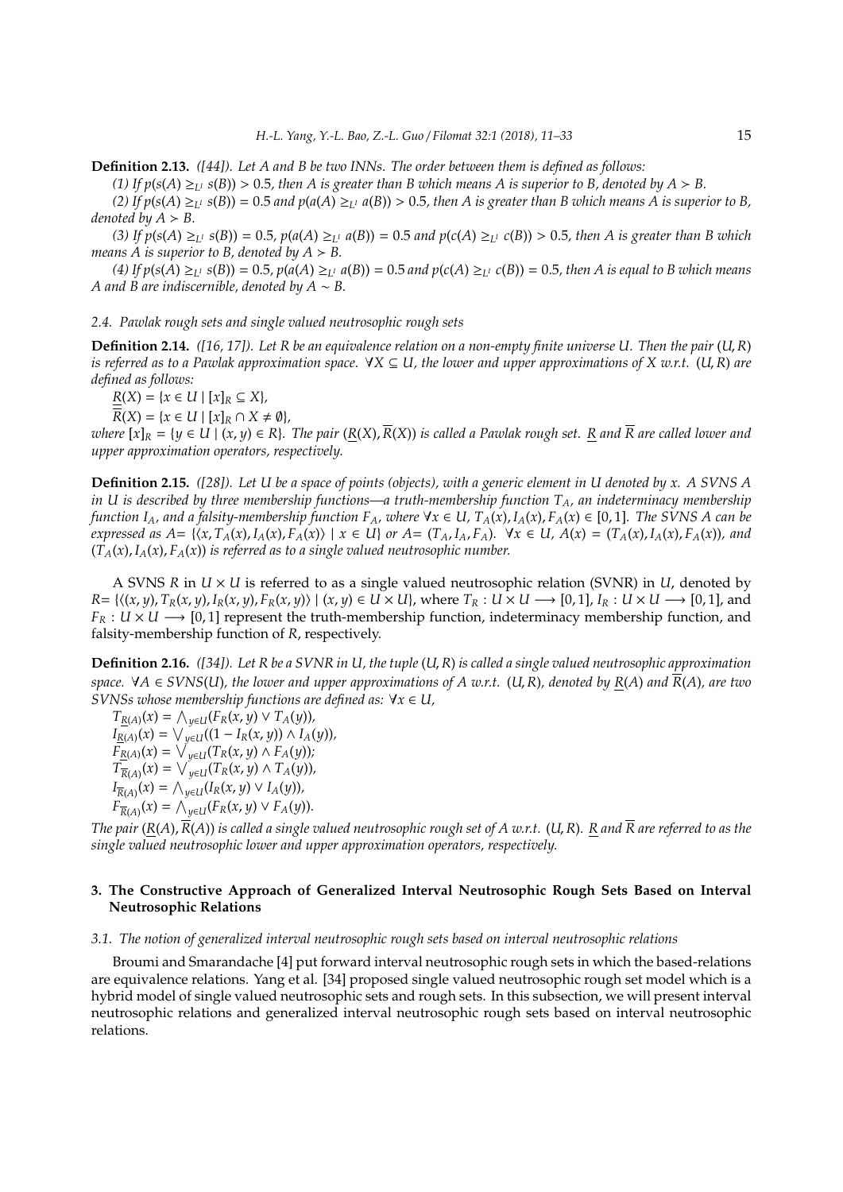**Definition 2.13.** *([44]). Let A and B be two INNs. The order between them is defined as follows:*

*(1) If $p(s(A) \geq_{L^I} s(B)) > 0.5$, then A is greater than B which means A is superior to B, denoted by $A \succ B$.*

*(2) If $p(s(A) \geq_{L^I} s(B)) = 0.5$ and $p(a(A) \geq_{L^I} a(B)) > 0.5$, then A is greater than B which means A is superior to B, denoted by $A \succ B$.*

*(3) If $p(s(A) \geq_{L^I} s(B)) = 0.5$, $p(a(A) \geq_{L^I} a(B)) = 0.5$ and $p(c(A) \geq_{L^I} c(B)) > 0.5$, then A is greater than B which means A is superior to B, denoted by $A \succ B$.*

*(4) If $p(s(A) \geq_{L^I} s(B)) = 0.5$, $p(a(A) \geq_{L^I} a(B)) = 0.5$ and $p(c(A) \geq_{L^I} c(B)) = 0.5$, then A is equal to B which means A and B are indiscernible, denoted by $A \sim B$.*

### 2.4. Pawlak rough sets and single valued neutrosophic rough sets

**Definition 2.14.** *([16, 17]). Let R be an equivalence relation on a non-empty finite universe U. Then the pair $(U, R)$ is referred as to a Pawlak approximation space. $\forall X \subseteq U$, the lower and upper approximations of X w.r.t. $(U, R)$ are defined as follows:*

$\underline{R}(X) = \{x \in U \mid [x]_R \subseteq X\}$,

$\overline{R}(X) = \{x \in U \mid [x]_R \cap X \neq \emptyset\}$,

*where $[x]_R = \{y \in U \mid (x, y) \in R\}$. The pair $(\underline{R}(X), \overline{R}(X))$ is called a Pawlak rough set. $\underline{R}$ and $\overline{R}$ are called lower and upper approximation operators, respectively.*

**Definition 2.15.** *([28]). Let U be a space of points (objects), with a generic element in U denoted by x. A SVNS A in U is described by three membership functions—a truth-membership function $T_A$, an indeterminacy membership function $I_A$, and a falsity-membership function $F_A$, where $\forall x \in U$, $T_A(x), I_A(x), F_A(x) \in [0, 1]$. The SVNS A can be expressed as $A = \{\langle x, T_A(x), I_A(x), F_A(x)\rangle \mid x \in U\}$ or $A = (T_A, I_A, F_A)$. $\forall x \in U$, $A(x) = (T_A(x), I_A(x), F_A(x))$, and $(T_A(x), I_A(x), F_A(x))$ is referred as to a single valued neutrosophic number.*

A SVNS $R$ in $U \times U$ is referred to as a single valued neutrosophic relation (SVNR) in $U$, denoted by $R = \{\langle (x, y), T_R(x, y), I_R(x, y), F_R(x, y)\rangle \mid (x, y) \in U \times U\}$, where $T_R : U \times U \longrightarrow [0, 1]$, $I_R : U \times U \longrightarrow [0, 1]$, and $F_R : U \times U \longrightarrow [0, 1]$ represent the truth-membership function, indeterminacy membership function, and falsity-membership function of $R$, respectively.

**Definition 2.16.** *([34]). Let R be a SVNR in U, the tuple $(U, R)$ is called a single valued neutrosophic approximation space. $\forall A \in SVNS(U)$, the lower and upper approximations of A w.r.t. $(U, R)$, denoted by $\underline{R}(A)$ and $\overline{R}(A)$, are two SVNSs whose membership functions are defined as: $\forall x \in U$,*

$T_{\underline{R}(A)}(x) = \bigwedge_{y \in U}(F_R(x, y) \vee T_A(y))$,

$I_{\underline{R}(A)}(x) = \bigvee_{y \in U}((1 - I_R(x, y)) \wedge I_A(y))$,

$F_{\underline{R}(A)}(x) = \bigvee_{y \in U}(T_R(x, y) \wedge F_A(y))$;

$T_{\overline{R}(A)}(x) = \bigvee_{y \in U}(T_R(x, y) \wedge T_A(y))$,

$I_{\overline{R}(A)}(x) = \bigwedge_{y \in U}(I_R(x, y) \vee I_A(y))$,

$F_{\overline{R}(A)}(x) = \bigwedge_{y \in U}(F_R(x, y) \vee F_A(y))$.

*The pair $(\underline{R}(A), \overline{R}(A))$ is called a single valued neutrosophic rough set of A w.r.t. $(U, R)$. $\underline{R}$ and $\overline{R}$ are referred to as the single valued neutrosophic lower and upper approximation operators, respectively.*

## 3. The Constructive Approach of Generalized Interval Neutrosophic Rough Sets Based on Interval Neutrosophic Relations

### 3.1. The notion of generalized interval neutrosophic rough sets based on interval neutrosophic relations

Broumi and Smarandache [4] put forward interval neutrosophic rough sets in which the based-relations are equivalence relations. Yang et al. [34] proposed single valued neutrosophic rough set model which is a hybrid model of single valued neutrosophic sets and rough sets. In this subsection, we will present interval neutrosophic relations and generalized interval neutrosophic rough sets based on interval neutrosophic relations.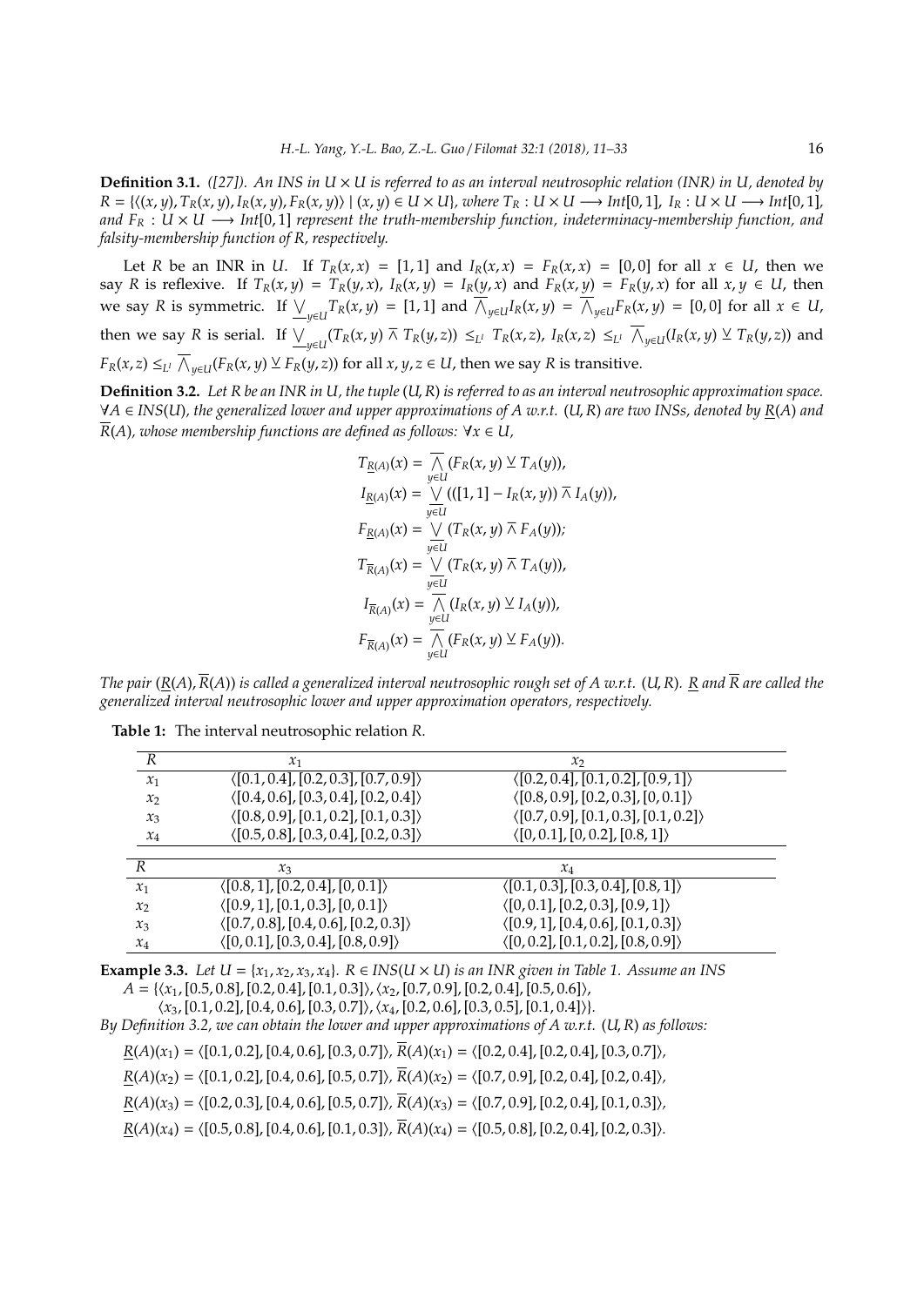**Definition 3.1.** *([27]). An INS in $U \times U$ is referred to as an interval neutrosophic relation (INR) in $U$, denoted by $R = \{\langle (x,y), T_R(x,y), I_R(x,y), F_R(x,y)\rangle \mid (x,y) \in U \times U\}$, where $T_R : U \times U \longrightarrow Int[0,1]$, $I_R : U \times U \longrightarrow Int[0,1]$, and $F_R : U \times U \longrightarrow Int[0,1]$ represent the truth-membership function, indeterminacy-membership function, and falsity-membership function of $R$, respectively.*

Let $R$ be an INR in $U$. If $T_R(x,x) = [1,1]$ and $I_R(x,x) = F_R(x,x) = [0,0]$ for all $x \in U$, then we say $R$ is reflexive. If $T_R(x,y) = T_R(y,x)$, $I_R(x,y) = I_R(y,x)$ and $F_R(x,y) = F_R(y,x)$ for all $x, y \in U$, then we say $R$ is symmetric. If $\underline{\bigvee}_{y\in U} T_R(x,y) = [1,1]$ and $\overline{\bigwedge}_{y\in U} I_R(x,y) = \overline{\bigwedge}_{y\in U} F_R(x,y) = [0,0]$ for all $x \in U$, then we say $R$ is serial. If $\underline{\bigvee}_{y\in U}(T_R(x,y) \,\overline{\wedge}\, T_R(y,z)) \leq_{L^I} T_R(x,z)$, $I_R(x,z) \leq_{L^I} \overline{\bigwedge}_{y\in U}(I_R(x,y) \,\underline{\vee}\, T_R(y,z))$ and $F_R(x,z) \leq_{L^I} \overline{\bigwedge}_{y\in U}(F_R(x,y) \,\underline{\vee}\, F_R(y,z))$ for all $x, y, z \in U$, then we say $R$ is transitive.

**Definition 3.2.** *Let $R$ be an INR in $U$, the tuple $(U,R)$ is referred to as an interval neutrosophic approximation space. $\forall A \in INS(U)$, the generalized lower and upper approximations of $A$ w.r.t. $(U,R)$ are two INSs, denoted by $\underline{R}(A)$ and $\overline{R}(A)$, whose membership functions are defined as follows: $\forall x \in U$,*

$$
\begin{aligned}
T_{\underline{R}(A)}(x) &= \overline{\bigwedge_{y\in U}} (F_R(x,y) \,\underline{\vee}\, T_A(y)),\\
I_{\underline{R}(A)}(x) &= \underline{\bigvee_{y\in U}} (([1,1] - I_R(x,y)) \,\overline{\wedge}\, I_A(y)),\\
F_{\underline{R}(A)}(x) &= \underline{\bigvee_{y\in U}} (T_R(x,y) \,\overline{\wedge}\, F_A(y));\\
T_{\overline{R}(A)}(x) &= \underline{\bigvee_{y\in U}} (T_R(x,y) \,\overline{\wedge}\, T_A(y)),\\
I_{\overline{R}(A)}(x) &= \overline{\bigwedge_{y\in U}} (I_R(x,y) \,\underline{\vee}\, I_A(y)),\\
F_{\overline{R}(A)}(x) &= \overline{\bigwedge_{y\in U}} (F_R(x,y) \,\underline{\vee}\, F_A(y)).
\end{aligned}
$$

*The pair $(\underline{R}(A), \overline{R}(A))$ is called a generalized interval neutrosophic rough set of $A$ w.r.t. $(U,R)$. $\underline{R}$ and $\overline{R}$ are called the generalized interval neutrosophic lower and upper approximation operators, respectively.*

**Table 1:** The interval neutrosophic relation $R$.

| $R$ | $x_1$ | $x_2$ |
|---|---|---|
| $x_1$ | $\langle[0.1,0.4],[0.2,0.3],[0.7,0.9]\rangle$ | $\langle[0.2,0.4],[0.1,0.2],[0.9,1]\rangle$ |
| $x_2$ | $\langle[0.4,0.6],[0.3,0.4],[0.2,0.4]\rangle$ | $\langle[0.8,0.9],[0.2,0.3],[0,0.1]\rangle$ |
| $x_3$ | $\langle[0.8,0.9],[0.1,0.2],[0.1,0.3]\rangle$ | $\langle[0.7,0.9],[0.1,0.3],[0.1,0.2]\rangle$ |
| $x_4$ | $\langle[0.5,0.8],[0.3,0.4],[0.2,0.3]\rangle$ | $\langle[0,0.1],[0,0.2],[0.8,1]\rangle$ |

| $R$ | $x_3$ | $x_4$ |
|---|---|---|
| $x_1$ | $\langle[0.8,1],[0.2,0.4],[0,0.1]\rangle$ | $\langle[0.1,0.3],[0.3,0.4],[0.8,1]\rangle$ |
| $x_2$ | $\langle[0.9,1],[0.1,0.3],[0,0.1]\rangle$ | $\langle[0,0.1],[0.2,0.3],[0.9,1]\rangle$ |
| $x_3$ | $\langle[0.7,0.8],[0.4,0.6],[0.2,0.3]\rangle$ | $\langle[0.9,1],[0.4,0.6],[0.1,0.3]\rangle$ |
| $x_4$ | $\langle[0,0.1],[0.3,0.4],[0.8,0.9]\rangle$ | $\langle[0,0.2],[0.1,0.2],[0.8,0.9]\rangle$ |

**Example 3.3.** *Let $U = \{x_1, x_2, x_3, x_4\}$. $R \in INS(U \times U)$ is an INR given in Table 1. Assume an INS*
$A = \{\langle x_1, [0.5,0.8],[0.2,0.4],[0.1,0.3]\rangle, \langle x_2, [0.7,0.9],[0.2,0.4],[0.5,0.6]\rangle,$
$\langle x_3, [0.1,0.2],[0.4,0.6],[0.3,0.7]\rangle, \langle x_4, [0.2,0.6],[0.3,0.5],[0.1,0.4]\rangle\}$.
*By Definition 3.2, we can obtain the lower and upper approximations of $A$ w.r.t. $(U,R)$ as follows:*

$\underline{R}(A)(x_1) = \langle[0.1,0.2],[0.4,0.6],[0.3,0.7]\rangle$, $\overline{R}(A)(x_1) = \langle[0.2,0.4],[0.2,0.4],[0.3,0.7]\rangle$,

$\underline{R}(A)(x_2) = \langle[0.1,0.2],[0.4,0.6],[0.5,0.7]\rangle$, $\overline{R}(A)(x_2) = \langle[0.7,0.9],[0.2,0.4],[0.2,0.4]\rangle$,

$\underline{R}(A)(x_3) = \langle[0.2,0.3],[0.4,0.6],[0.5,0.7]\rangle$, $\overline{R}(A)(x_3) = \langle[0.7,0.9],[0.2,0.4],[0.1,0.3]\rangle$,

$\underline{R}(A)(x_4) = \langle[0.5,0.8],[0.4,0.6],[0.1,0.3]\rangle$, $\overline{R}(A)(x_4) = \langle[0.5,0.8],[0.2,0.4],[0.2,0.3]\rangle$.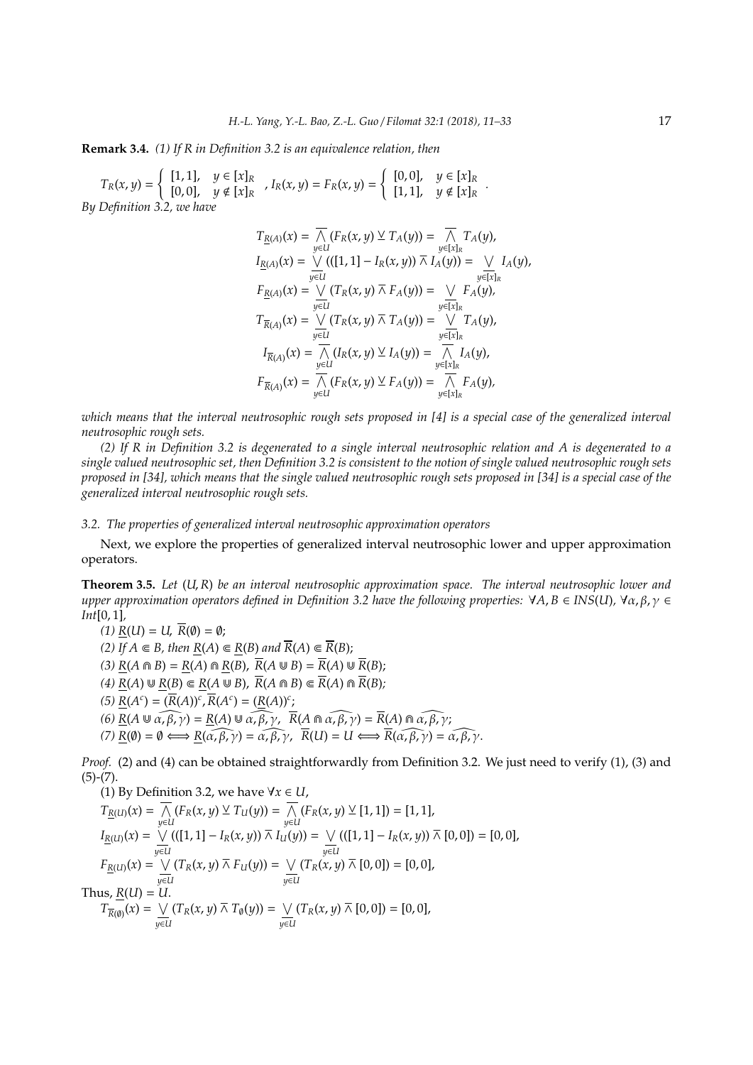**Remark 3.4.** *(1) If $R$ in Definition 3.2 is an equivalence relation, then*

$$T_R(x,y) = \begin{cases} [1,1], & y \in [x]_R \\ [0,0], & y \notin [x]_R \end{cases}, \ I_R(x,y) = F_R(x,y) = \begin{cases} [0,0], & y \in [x]_R \\ [1,1], & y \notin [x]_R \end{cases}.$$

*By Definition 3.2, we have*

$$\begin{aligned}
T_{\underline{R}(A)}(x) &= \overline{\bigwedge_{y\in U}} (F_R(x,y) \veebar T_A(y)) = \overline{\bigwedge_{y\in [x]_R}} T_A(y), \\
I_{\underline{R}(A)}(x) &= \underline{\bigvee_{y\in U}} (([1,1] - I_R(x,y)) \barwedge I_A(y)) = \underline{\bigvee_{y\in [x]_R}} I_A(y), \\
F_{\underline{R}(A)}(x) &= \underline{\bigvee_{y\in U}} (T_R(x,y) \barwedge F_A(y)) = \underline{\bigvee_{y\in [x]_R}} F_A(y), \\
T_{\overline{R}(A)}(x) &= \underline{\bigvee_{y\in U}} (T_R(x,y) \barwedge T_A(y)) = \underline{\bigvee_{y\in [x]_R}} T_A(y), \\
I_{\overline{R}(A)}(x) &= \overline{\bigwedge_{y\in U}} (I_R(x,y) \veebar I_A(y)) = \overline{\bigwedge_{y\in [x]_R}} I_A(y), \\
F_{\overline{R}(A)}(x) &= \overline{\bigwedge_{y\in U}} (F_R(x,y) \veebar F_A(y)) = \overline{\bigwedge_{y\in [x]_R}} F_A(y),
\end{aligned}$$

*which means that the interval neutrosophic rough sets proposed in [4] is a special case of the generalized interval neutrosophic rough sets.*

*(2) If $R$ in Definition 3.2 is degenerated to a single interval neutrosophic relation and $A$ is degenerated to a single valued neutrosophic set, then Definition 3.2 is consistent to the notion of single valued neutrosophic rough sets proposed in [34], which means that the single valued neutrosophic rough sets proposed in [34] is a special case of the generalized interval neutrosophic rough sets.*

### *3.2. The properties of generalized interval neutrosophic approximation operators*

Next, we explore the properties of generalized interval neutrosophic lower and upper approximation operators.

**Theorem 3.5.** *Let $(U,R)$ be an interval neutrosophic approximation space. The interval neutrosophic lower and upper approximation operators defined in Definition 3.2 have the following properties: $\forall A, B \in INS(U)$, $\forall \alpha, \beta, \gamma \in Int[0,1]$,*

*(1) $\underline{R}(U) = U$, $\overline{R}(\emptyset) = \emptyset$;*
*(2) If $A \Subset B$, then $\underline{R}(A) \Subset \underline{R}(B)$ and $\overline{R}(A) \Subset \overline{R}(B)$;*
*(3) $\underline{R}(A \Cap B) = \underline{R}(A) \Cap \underline{R}(B)$, $\overline{R}(A \Cup B) = \overline{R}(A) \Cup \overline{R}(B)$;*
*(4) $\underline{R}(A) \Cup \underline{R}(B) \Subset \underline{R}(A \Cup B)$, $\overline{R}(A \Cap B) \Subset \overline{R}(A) \Cap \overline{R}(B)$;*
*(5) $\underline{R}(A^c) = (\overline{R}(A))^c$, $\overline{R}(A^c) = (\underline{R}(A))^c$;*
*(6) $\underline{R}(A \Cup \widehat{\alpha,\beta,\gamma}) = \underline{R}(A) \Cup \widehat{\alpha,\beta,\gamma}$, $\overline{R}(A \Cap \widehat{\alpha,\beta,\gamma}) = \overline{R}(A) \Cap \widehat{\alpha,\beta,\gamma}$;*
*(7) $\underline{R}(\emptyset) = \emptyset \Longleftrightarrow \underline{R}(\widehat{\alpha,\beta,\gamma}) = \widehat{\alpha,\beta,\gamma}$, $\overline{R}(U) = U \Longleftrightarrow \overline{R}(\widehat{\alpha,\beta,\gamma}) = \widehat{\alpha,\beta,\gamma}$.*

*Proof.* (2) and (4) can be obtained straightforwardly from Definition 3.2. We just need to verify (1), (3) and (5)-(7).

(1) By Definition 3.2, we have $\forall x \in U$,

$$T_{\underline{R}(U)}(x) = \overline{\bigwedge_{y\in U}} (F_R(x,y) \veebar T_U(y)) = \overline{\bigwedge_{y\in U}} (F_R(x,y) \veebar [1,1]) = [1,1],$$

$$I_{\underline{R}(U)}(x) = \underline{\bigvee_{y\in U}} (([1,1] - I_R(x,y)) \barwedge I_U(y)) = \underline{\bigvee_{y\in U}} (([1,1] - I_R(x,y)) \barwedge [0,0]) = [0,0],$$

$$F_{\underline{R}(U)}(x) = \underline{\bigvee_{y\in U}} (T_R(x,y) \barwedge F_U(y)) = \underline{\bigvee_{y\in U}} (T_R(x,y) \barwedge [0,0]) = [0,0],$$

Thus, $\underline{R}(U) = U$.

$$T_{\overline{R}(\emptyset)}(x) = \underline{\bigvee_{y\in U}} (T_R(x,y) \barwedge T_{\emptyset}(y)) = \underline{\bigvee_{y\in U}} (T_R(x,y) \barwedge [0,0]) = [0,0],$$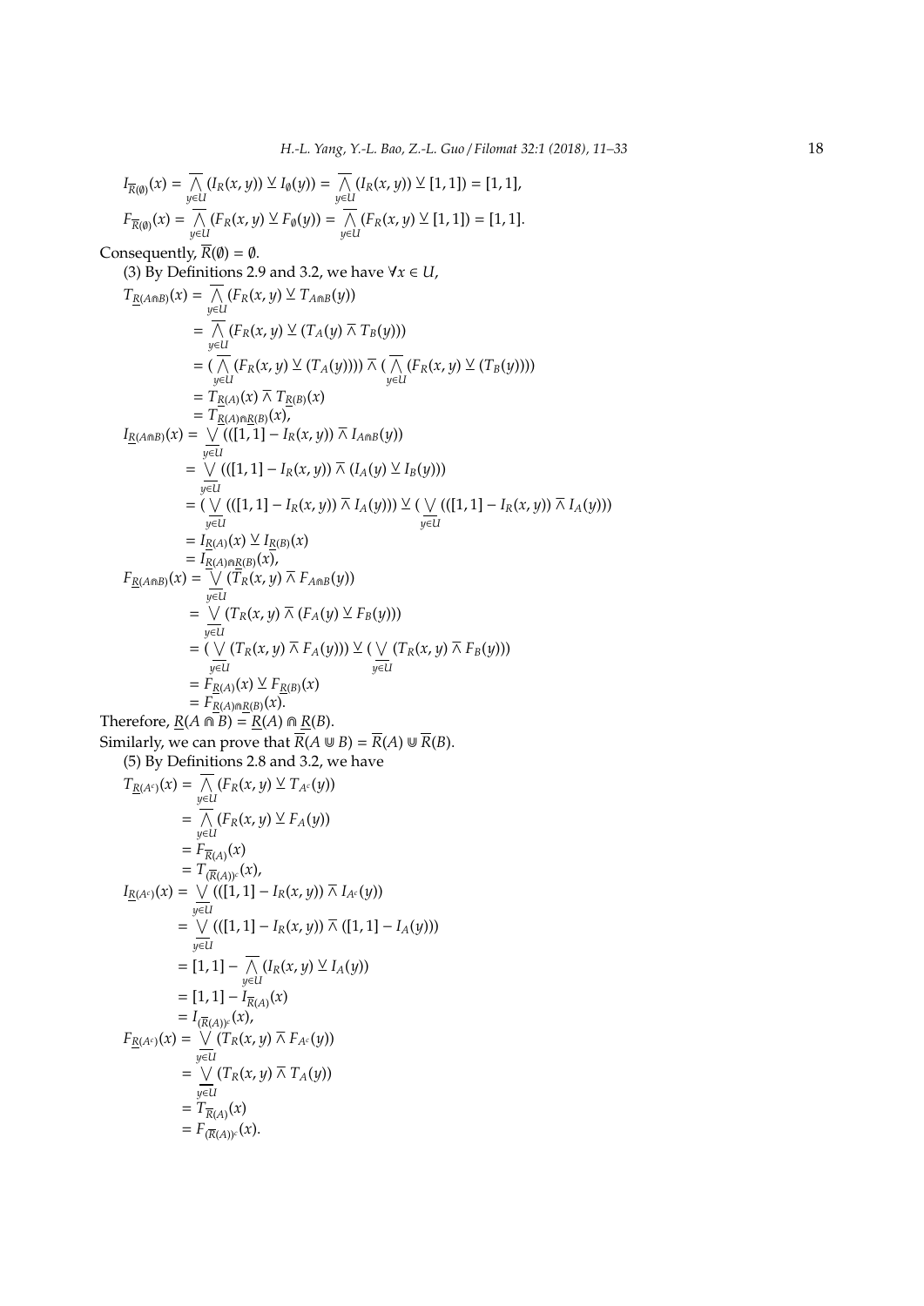$$I_{\overline{R}(\emptyset)}(x) = \overline{\bigwedge_{y\in U}} (I_R(x,y)) \veebar I_{\emptyset}(y)) = \overline{\bigwedge_{y\in U}} (I_R(x,y)) \veebar [1,1]) = [1,1],$$

$$F_{\overline{R}(\emptyset)}(x) = \overline{\bigwedge_{y\in U}} (F_R(x,y) \veebar F_{\emptyset}(y)) = \overline{\bigwedge_{y\in U}} (F_R(x,y) \veebar [1,1]) = [1,1].$$

Consequently, $\overline{R}(\emptyset) = \emptyset$.

(3) By Definitions 2.9 and 3.2, we have $\forall x \in U$,

$$\begin{aligned}
T_{\underline{R}(A\Cap B)}(x) &= \overline{\bigwedge_{y\in U}} (F_R(x,y) \veebar T_{A\Cap B}(y)) \\
&= \overline{\bigwedge_{y\in U}} (F_R(x,y) \veebar (T_A(y) \overline{\wedge} T_B(y))) \\
&= (\overline{\bigwedge_{y\in U}} (F_R(x,y) \veebar (T_A(y)))) \overline{\wedge} (\overline{\bigwedge_{y\in U}} (F_R(x,y) \veebar (T_B(y)))) \\
&= T_{\underline{R}(A)}(x) \overline{\wedge} T_{\underline{R}(B)}(x) \\
&= T_{\underline{R}(A)\Cap\underline{R}(B)}(x),
\end{aligned}$$

$$\begin{aligned}
I_{\underline{R}(A\Cap B)}(x) &= \underline{\bigvee_{y\in U}} (([1,1] - I_R(x,y)) \overline{\wedge} I_{A\Cap B}(y)) \\
&= \underline{\bigvee_{y\in U}} (([1,1] - I_R(x,y)) \overline{\wedge} (I_A(y) \veebar I_B(y))) \\
&= (\underline{\bigvee_{y\in U}} (([1,1] - I_R(x,y)) \overline{\wedge} I_A(y))) \veebar (\underline{\bigvee_{y\in U}} (([1,1] - I_R(x,y)) \overline{\wedge} I_A(y))) \\
&= I_{\underline{R}(A)}(x) \veebar I_{\underline{R}(B)}(x) \\
&= I_{\underline{R}(A)\Cap\underline{R}(B)}(x),
\end{aligned}$$

$$\begin{aligned}
F_{\underline{R}(A\Cap B)}(x) &= \underline{\bigvee_{y\in U}} (T_R(x,y) \overline{\wedge} F_{A\Cap B}(y)) \\
&= \underline{\bigvee_{y\in U}} (T_R(x,y) \overline{\wedge} (F_A(y) \veebar F_B(y))) \\
&= (\underline{\bigvee_{y\in U}} (T_R(x,y) \overline{\wedge} F_A(y))) \veebar (\underline{\bigvee_{y\in U}} (T_R(x,y) \overline{\wedge} F_B(y))) \\
&= F_{\underline{R}(A)}(x) \veebar F_{\underline{R}(B)}(x) \\
&= F_{\underline{R}(A)\Cap\underline{R}(B)}(x).
\end{aligned}$$

Therefore, $\underline{R}(A \Cap B) = \underline{R}(A) \Cap \underline{R}(B)$.

Similarly, we can prove that $\overline{R}(A \Cup B) = \overline{R}(A) \Cup \overline{R}(B)$.

(5) By Definitions 2.8 and 3.2, we have

$$\begin{aligned}
T_{\underline{R}(A^c)}(x) &= \overline{\bigwedge_{y\in U}} (F_R(x,y) \veebar T_{A^c}(y)) \\
&= \overline{\bigwedge_{y\in U}} (F_R(x,y) \veebar F_A(y)) \\
&= F_{\overline{R}(A)}(x) \\
&= T_{(\overline{R}(A))^c}(x),
\end{aligned}$$

$$\begin{aligned}
I_{\underline{R}(A^c)}(x) &= \underline{\bigvee_{y\in U}} (([1,1] - I_R(x,y)) \overline{\wedge} I_{A^c}(y)) \\
&= \underline{\bigvee_{y\in U}} (([1,1] - I_R(x,y)) \overline{\wedge} ([1,1] - I_A(y))) \\
&= [1,1] - \overline{\bigwedge_{y\in U}} (I_R(x,y) \veebar I_A(y)) \\
&= [1,1] - I_{\overline{R}(A)}(x) \\
&= I_{(\overline{R}(A))^c}(x),
\end{aligned}$$

$$\begin{aligned}
F_{\underline{R}(A^c)}(x) &= \underline{\bigvee_{y\in U}} (T_R(x,y) \overline{\wedge} F_{A^c}(y)) \\
&= \underline{\bigvee_{y\in U}} (T_R(x,y) \overline{\wedge} T_A(y)) \\
&= T_{\overline{R}(A)}(x) \\
&= F_{(\overline{R}(A))^c}(x).
\end{aligned}$$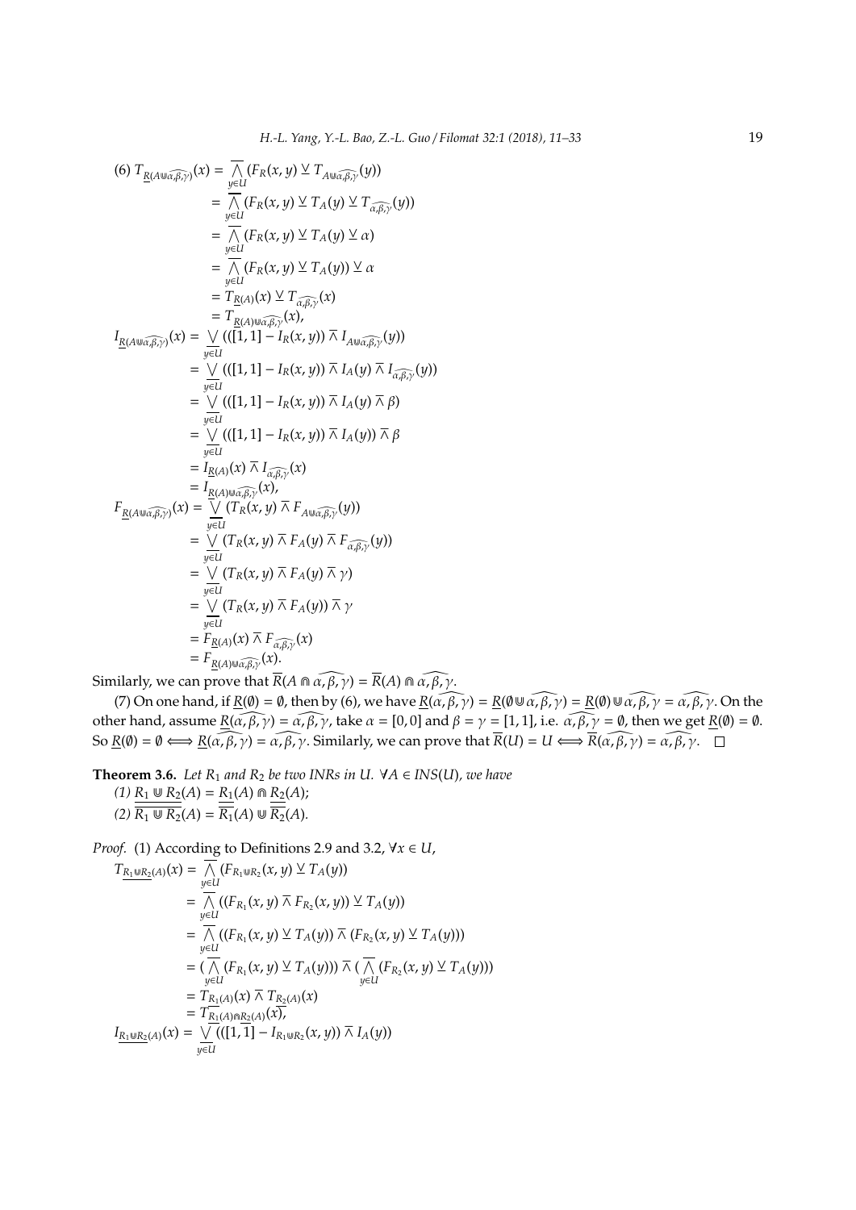(6) $T_{\underline{R}(A \Cup \widehat{\alpha,\beta,\gamma})}(x) = \overline{\bigwedge_{y\in U}}(F_R(x,y) \veebar T_{A\Cup\widehat{\alpha,\beta,\gamma}}(y))$

$$
\begin{aligned}
&= \overline{\bigwedge_{y\in U}}(F_R(x,y) \veebar T_A(y) \veebar T_{\widehat{\alpha,\beta,\gamma}}(y)) \\
&= \overline{\bigwedge_{y\in U}}(F_R(x,y) \veebar T_A(y) \veebar \alpha) \\
&= \overline{\bigwedge_{y\in U}}(F_R(x,y) \veebar T_A(y)) \veebar \alpha \\
&= T_{\underline{R}(A)}(x) \veebar T_{\widehat{\alpha,\beta,\gamma}}(x) \\
&= T_{\underline{R}(A)\Cup\widehat{\alpha,\beta,\gamma}}(x),
\end{aligned}
$$

$$
\begin{aligned}
I_{\underline{R}(A\Cup\widehat{\alpha,\beta,\gamma})}(x) &= \underline{\bigvee_{y\in U}}(([1,1]-I_R(x,y)) \barwedge I_{A\Cup\widehat{\alpha,\beta,\gamma}}(y)) \\
&= \underline{\bigvee_{y\in U}}(([1,1]-I_R(x,y)) \barwedge I_A(y) \barwedge I_{\widehat{\alpha,\beta,\gamma}}(y)) \\
&= \underline{\bigvee_{y\in U}}(([1,1]-I_R(x,y)) \barwedge I_A(y) \barwedge \beta) \\
&= \underline{\bigvee_{y\in U}}(([1,1]-I_R(x,y)) \barwedge I_A(y)) \barwedge \beta \\
&= I_{\underline{R}(A)}(x) \barwedge I_{\widehat{\alpha,\beta,\gamma}}(x) \\
&= I_{\underline{R}(A)\Cup\widehat{\alpha,\beta,\gamma}}(x),
\end{aligned}
$$

$$
\begin{aligned}
F_{\underline{R}(A\Cup\widehat{\alpha,\beta,\gamma})}(x) &= \underline{\bigvee_{y\in U}}(T_R(x,y) \barwedge F_{A\Cup\widehat{\alpha,\beta,\gamma}}(y)) \\
&= \underline{\bigvee_{y\in U}}(T_R(x,y) \barwedge F_A(y) \barwedge F_{\widehat{\alpha,\beta,\gamma}}(y)) \\
&= \underline{\bigvee_{y\in U}}(T_R(x,y) \barwedge F_A(y) \barwedge \gamma) \\
&= \underline{\bigvee_{y\in U}}(T_R(x,y) \barwedge F_A(y)) \barwedge \gamma \\
&= F_{\underline{R}(A)}(x) \barwedge F_{\widehat{\alpha,\beta,\gamma}}(x) \\
&= F_{\underline{R}(A)\Cup\widehat{\alpha,\beta,\gamma}}(x).
\end{aligned}
$$

Similarly, we can prove that $\overline{R}(A \Cap \widehat{\alpha,\beta,\gamma}) = \overline{R}(A) \Cap \widehat{\alpha,\beta,\gamma}$.

(7) On one hand, if $\underline{R}(\emptyset) = \emptyset$, then by (6), we have $\underline{R}(\widehat{\alpha,\beta,\gamma}) = \underline{R}(\emptyset \Cup \widehat{\alpha,\beta,\gamma}) = \underline{R}(\emptyset) \Cup \widehat{\alpha,\beta,\gamma} = \widehat{\alpha,\beta,\gamma}$. On the other hand, assume $\underline{R}(\widehat{\alpha,\beta,\gamma}) = \widehat{\alpha,\beta,\gamma}$, take $\alpha = [0,0]$ and $\beta = \gamma = [1,1]$, i.e. $\widehat{\alpha,\beta,\gamma} = \emptyset$, then we get $\underline{R}(\emptyset) = \emptyset$. So $\underline{R}(\emptyset) = \emptyset \Longleftrightarrow \underline{R}(\widehat{\alpha,\beta,\gamma}) = \widehat{\alpha,\beta,\gamma}$. Similarly, we can prove that $\overline{R}(U) = U \Longleftrightarrow \overline{R}(\widehat{\alpha,\beta,\gamma}) = \widehat{\alpha,\beta,\gamma}$. $\square$

**Theorem 3.6.** *Let $R_1$ and $R_2$ be two INRs in $U$. $\forall A \in INS(U)$, we have*

*(1) $\underline{R_1 \Cup R_2}(A) = \underline{R_1}(A) \Cap \underline{R_2}(A)$;*

*(2) $\overline{R_1 \Cup R_2}(A) = \overline{R_1}(A) \Cup \overline{R_2}(A)$.*

*Proof.* (1) According to Definitions 2.9 and 3.2, $\forall x \in U$,

$$
\begin{aligned}
T_{\underline{R_1\Cup R_2}(A)}(x) &= \overline{\bigwedge_{y\in U}}(F_{R_1\Cup R_2}(x,y) \veebar T_A(y)) \\
&= \overline{\bigwedge_{y\in U}}((F_{R_1}(x,y) \barwedge F_{R_2}(x,y)) \veebar T_A(y)) \\
&= \overline{\bigwedge_{y\in U}}((F_{R_1}(x,y) \veebar T_A(y)) \barwedge (F_{R_2}(x,y) \veebar T_A(y))) \\
&= (\overline{\bigwedge_{y\in U}}(F_{R_1}(x,y) \veebar T_A(y))) \barwedge (\overline{\bigwedge_{y\in U}}(F_{R_2}(x,y) \veebar T_A(y))) \\
&= T_{\underline{R_1}(A)}(x) \barwedge T_{\underline{R_2}(A)}(x) \\
&= T_{\underline{R_1}(A)\Cap\underline{R_2}(A)}(x),
\end{aligned}
$$

$$
I_{\underline{R_1\Cup R_2}(A)}(x) = \underline{\bigvee_{y\in U}}(([1,1]-I_{R_1\Cup R_2}(x,y)) \barwedge I_A(y))
$$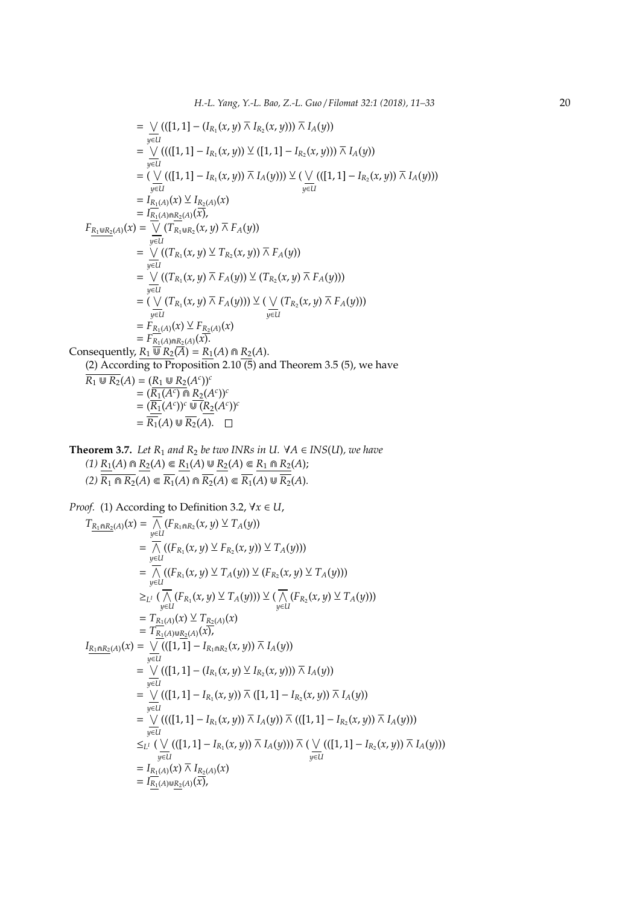$$
\begin{aligned}
&= \underline{\bigvee_{y\in U}} (([1,1] - (I_{R_1}(x,y) \,\overline{\wedge}\, I_{R_2}(x,y))) \,\overline{\wedge}\, I_A(y)) \\
&= \underline{\bigvee_{y\in U}} ((([1,1] - I_{R_1}(x,y)) \,\underline{\vee}\, ([1,1] - I_{R_2}(x,y))) \,\overline{\wedge}\, I_A(y)) \\
&= (\underline{\bigvee_{y\in U}} (([1,1] - I_{R_1}(x,y)) \,\overline{\wedge}\, I_A(y))) \,\underline{\vee}\, (\underline{\bigvee_{y\in U}} (([1,1] - I_{R_2}(x,y)) \,\overline{\wedge}\, I_A(y))) \\
&= I_{\underline{R_1}(A)}(x) \,\underline{\vee}\, I_{\underline{R_2}(A)}(x) \\
&= I_{\underline{R_1}(A) \Cap \underline{R_2}(A)}(x),
\end{aligned}
$$

$$
\begin{aligned}
F_{\underline{R_1 \Cup R_2}(A)}(x) &= \underline{\bigvee_{y\in U}} (T_{R_1 \Cup R_2}(x,y) \,\overline{\wedge}\, F_A(y)) \\
&= \underline{\bigvee_{y\in U}} ((T_{R_1}(x,y) \,\underline{\vee}\, T_{R_2}(x,y)) \,\overline{\wedge}\, F_A(y)) \\
&= \underline{\bigvee_{y\in U}} ((T_{R_1}(x,y) \,\overline{\wedge}\, F_A(y)) \,\underline{\vee}\, (T_{R_2}(x,y) \,\overline{\wedge}\, F_A(y))) \\
&= (\underline{\bigvee_{y\in U}} (T_{R_1}(x,y) \,\overline{\wedge}\, F_A(y))) \,\underline{\vee}\, (\underline{\bigvee_{y\in U}} (T_{R_2}(x,y) \,\overline{\wedge}\, F_A(y))) \\
&= F_{\underline{R_1}(A)}(x) \,\underline{\vee}\, F_{\underline{R_2}(A)}(x) \\
&= F_{\underline{R_1}(A) \Cap \underline{R_2}(A)}(x).
\end{aligned}
$$

Consequently, $\underline{R_1 \Cup R_2}(A) = \underline{R_1}(A) \Cap \underline{R_2}(A)$.

(2) According to Proposition 2.10 (5) and Theorem 3.5 (5), we have

$$
\begin{aligned}
\overline{R_1 \Cup R_2}(A) &= (\underline{R_1 \Cup R_2}(A^c))^c \\
&= (\underline{R_1}(A^c) \Cap \underline{R_2}(A^c))^c \\
&= (\underline{R_1}(A^c))^c \Cup (\underline{R_2}(A^c))^c \\
&= \overline{R_1}(A) \Cup \overline{R_2}(A). \quad \square
\end{aligned}
$$

**Theorem 3.7.** *Let $R_1$ and $R_2$ be two INRs in $U$. $\forall A \in INS(U)$, we have*

*(1) $\underline{R_1}(A) \Cap \underline{R_2}(A) \Subset \underline{R_1}(A) \Cup \underline{R_2}(A) \Subset \underline{R_1 \Cap R_2}(A)$;*

*(2) $\overline{R_1 \Cap R_2}(A) \Subset \overline{R_1}(A) \Cap \overline{R_2}(A) \Subset \overline{R_1}(A) \Cup \overline{R_2}(A)$.*

*Proof.* (1) According to Definition 3.2, $\forall x \in U$,

$$
\begin{aligned}
T_{\underline{R_1 \Cap R_2}(A)}(x) &= \overline{\bigwedge_{y\in U}} (F_{R_1 \Cap R_2}(x,y) \,\underline{\vee}\, T_A(y)) \\
&= \overline{\bigwedge_{y\in U}} ((F_{R_1}(x,y) \,\underline{\vee}\, F_{R_2}(x,y)) \,\underline{\vee}\, T_A(y))) \\
&= \overline{\bigwedge_{y\in U}} ((F_{R_1}(x,y) \,\underline{\vee}\, T_A(y)) \,\underline{\vee}\, (F_{R_2}(x,y) \,\underline{\vee}\, T_A(y))) \\
&\geq_{L^I} (\overline{\bigwedge_{y\in U}} (F_{R_1}(x,y) \,\underline{\vee}\, T_A(y))) \,\underline{\vee}\, (\overline{\bigwedge_{y\in U}} (F_{R_2}(x,y) \,\underline{\vee}\, T_A(y))) \\
&= T_{\underline{R_1}(A)}(x) \,\underline{\vee}\, T_{\underline{R_2}(A)}(x) \\
&= T_{\underline{R_1}(A) \Cup \underline{R_2}(A)}(x),
\end{aligned}
$$

$$
\begin{aligned}
I_{\underline{R_1 \Cap R_2}(A)}(x) &= \underline{\bigvee_{y\in U}} (([1,1] - I_{R_1 \Cap R_2}(x,y)) \,\overline{\wedge}\, I_A(y)) \\
&= \underline{\bigvee_{y\in U}} (([1,1] - (I_{R_1}(x,y) \,\underline{\vee}\, I_{R_2}(x,y))) \,\overline{\wedge}\, I_A(y)) \\
&= \underline{\bigvee_{y\in U}} (([1,1] - I_{R_1}(x,y)) \,\overline{\wedge}\, ([1,1] - I_{R_2}(x,y)) \,\overline{\wedge}\, I_A(y)) \\
&= \underline{\bigvee_{y\in U}} ((([1,1] - I_{R_1}(x,y)) \,\overline{\wedge}\, I_A(y)) \,\overline{\wedge}\, (([1,1] - I_{R_2}(x,y)) \,\overline{\wedge}\, I_A(y))) \\
&\leq_{L^I} (\underline{\bigvee_{y\in U}} (([1,1] - I_{R_1}(x,y)) \,\overline{\wedge}\, I_A(y))) \,\overline{\wedge}\, (\underline{\bigvee_{y\in U}} (([1,1] - I_{R_2}(x,y)) \,\overline{\wedge}\, I_A(y))) \\
&= I_{\underline{R_1}(A)}(x) \,\overline{\wedge}\, I_{\underline{R_2}(A)}(x) \\
&= I_{\underline{R_1}(A) \Cup \underline{R_2}(A)}(x),
\end{aligned}
$$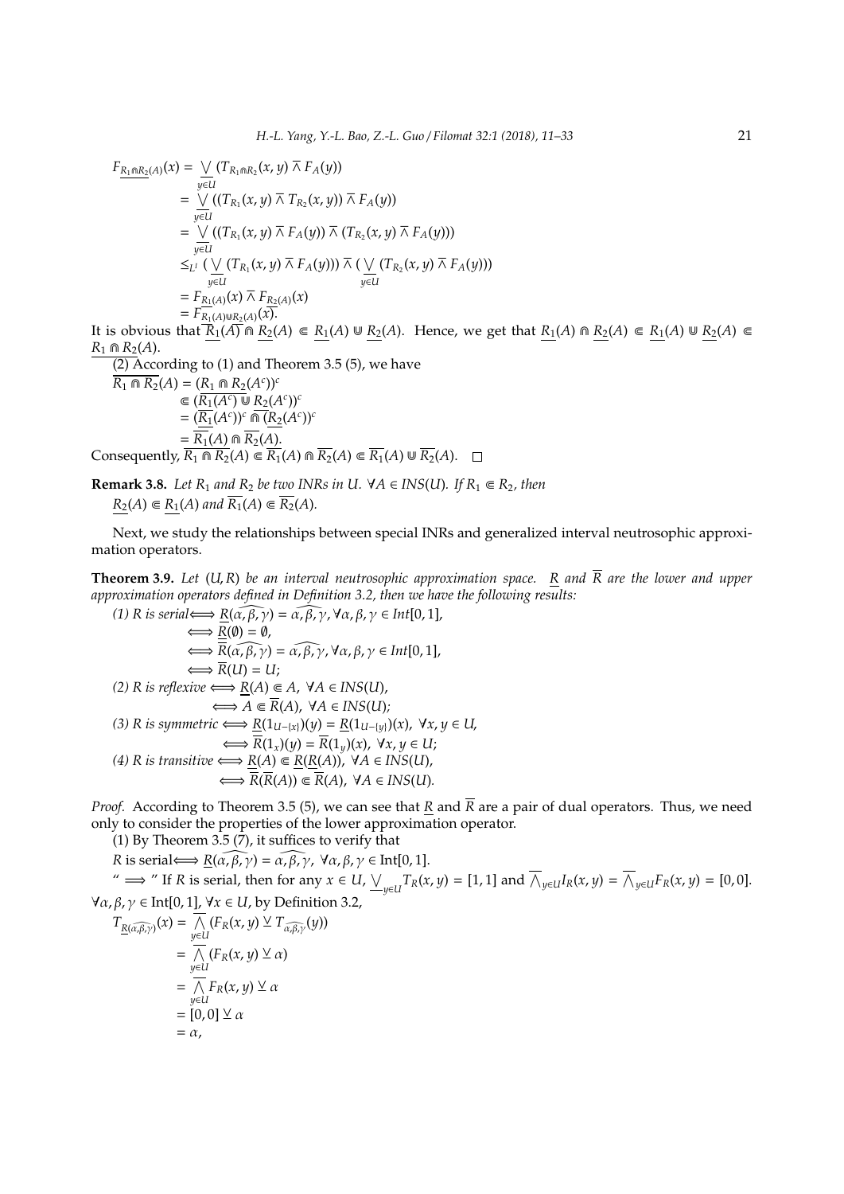$$
\begin{aligned}
F_{\underline{R_1 \Cap R_2}(A)}(x) &= \bigvee_{y \in U} (T_{R_1 \Cap R_2}(x,y) \barwedge F_A(y)) \\
&= \bigvee_{y \in U} ((T_{R_1}(x,y) \barwedge T_{R_2}(x,y)) \barwedge F_A(y)) \\
&= \bigvee_{y \in U} ((T_{R_1}(x,y) \barwedge F_A(y)) \barwedge (T_{R_2}(x,y) \barwedge F_A(y))) \\
&\leq_{L^I} (\bigvee_{y \in U} (T_{R_1}(x,y) \barwedge F_A(y))) \barwedge (\bigvee_{y \in U} (T_{R_2}(x,y) \barwedge F_A(y))) \\
&= F_{\underline{R_1}(A)}(x) \barwedge F_{\underline{R_2}(A)}(x) \\
&= F_{\underline{R_1}(A) \Cup \underline{R_2}(A)}(x).
\end{aligned}
$$

It is obvious that $\underline{R_1}(A) \Cap \underline{R_2}(A) \Subset \underline{R_1}(A) \Cup \underline{R_2}(A)$. Hence, we get that $\underline{R_1}(A) \Cap \underline{R_2}(A) \Subset \underline{R_1}(A) \Cup \underline{R_2}(A) \Subset \underline{R_1 \Cap R_2}(A)$.

(2) According to (1) and Theorem 3.5 (5), we have

$$
\begin{aligned}
\overline{R_1 \Cap R_2}(A) &= (\underline{R_1 \Cap R_2}(A^c))^c \\
&\Subset (\underline{R_1}(A^c) \Cup \underline{R_2}(A^c))^c \\
&= (\underline{R_1}(A^c))^c \Cap (\underline{R_2}(A^c))^c \\
&= \overline{R_1}(A) \Cap \overline{R_2}(A).
\end{aligned}
$$

Consequently, $\overline{R_1 \Cap R_2}(A) \Subset \overline{R_1}(A) \Cap \overline{R_2}(A) \Subset \overline{R_1}(A) \Cup \overline{R_2}(A)$. $\square$

**Remark 3.8.** *Let $R_1$ and $R_2$ be two INRs in $U$. $\forall A \in INS(U)$. If $R_1 \Subset R_2$, then $\underline{R_2}(A) \Subset \underline{R_1}(A)$ and $\overline{R_1}(A) \Subset \overline{R_2}(A)$.*

Next, we study the relationships between special INRs and generalized interval neutrosophic approximation operators.

**Theorem 3.9.** *Let $(U, R)$ be an interval neutrosophic approximation space. $\underline{R}$ and $\overline{R}$ are the lower and upper approximation operators defined in Definition 3.2, then we have the following results:*

*(1) $R$ is serial $\Longleftrightarrow \underline{R}(\widehat{\alpha,\beta,\gamma}) = \widehat{\alpha,\beta,\gamma}, \forall \alpha,\beta,\gamma \in Int[0,1]$,*
*$\Longleftrightarrow \underline{R}(\emptyset) = \emptyset$,*
*$\Longleftrightarrow \overline{R}(\widehat{\alpha,\beta,\gamma}) = \widehat{\alpha,\beta,\gamma}, \forall \alpha,\beta,\gamma \in Int[0,1]$,*
*$\Longleftrightarrow \overline{R}(U) = U$;*

*(2) $R$ is reflexive $\Longleftrightarrow \underline{R}(A) \Subset A$, $\forall A \in INS(U)$,*
*$\Longleftrightarrow A \Subset \overline{R}(A)$, $\forall A \in INS(U)$;*

*(3) $R$ is symmetric $\Longleftrightarrow \underline{R}(1_{U-\{x\}})(y) = \underline{R}(1_{U-\{y\}})(x)$, $\forall x, y \in U$,*
*$\Longleftrightarrow \overline{R}(1_x)(y) = \overline{R}(1_y)(x)$, $\forall x, y \in U$;*

*(4) $R$ is transitive $\Longleftrightarrow \underline{R}(A) \Subset \underline{R}(\underline{R}(A))$, $\forall A \in INS(U)$,*
*$\Longleftrightarrow \overline{R}(\overline{R}(A)) \Subset \overline{R}(A)$, $\forall A \in INS(U)$.*

*Proof.* According to Theorem 3.5 (5), we can see that $\underline{R}$ and $\overline{R}$ are a pair of dual operators. Thus, we need only to consider the properties of the lower approximation operator.

(1) By Theorem 3.5 (7), it suffices to verify that

$R$ is serial $\Longleftrightarrow \underline{R}(\widehat{\alpha,\beta,\gamma}) = \widehat{\alpha,\beta,\gamma}$, $\forall \alpha,\beta,\gamma \in$ Int[0,1].

" $\Longrightarrow$ " If $R$ is serial, then for any $x \in U$, $\bigvee_{y \in U} T_R(x,y) = [1,1]$ and $\overline{\bigwedge}_{y \in U} I_R(x,y) = \overline{\bigwedge}_{y \in U} F_R(x,y) = [0,0]$. $\forall \alpha,\beta,\gamma \in$ Int[0,1], $\forall x \in U$, by Definition 3.2,

$$
\begin{aligned}
T_{\underline{R}(\widehat{\alpha,\beta,\gamma})}(x) &= \overline{\bigwedge_{y \in U}} (F_R(x,y) \veebar T_{\widehat{\alpha,\beta,\gamma}}(y)) \\
&= \overline{\bigwedge_{y \in U}} (F_R(x,y) \veebar \alpha) \\
&= \overline{\bigwedge_{y \in U}} F_R(x,y) \veebar \alpha \\
&= [0,0] \veebar \alpha \\
&= \alpha,
\end{aligned}
$$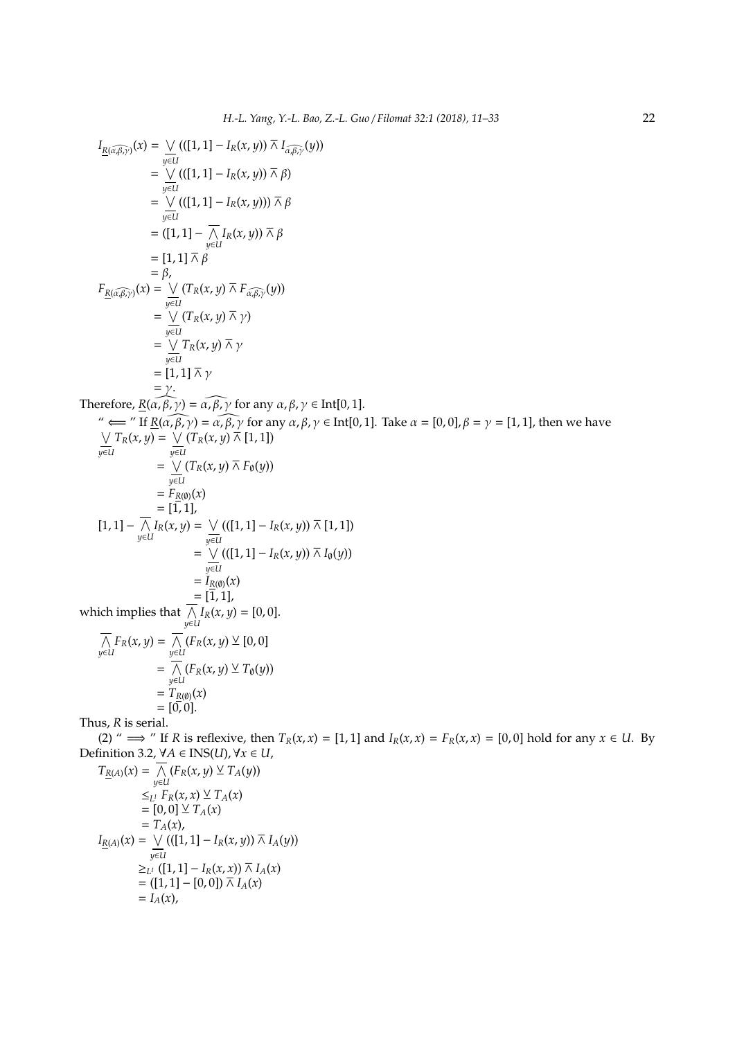$$
\begin{aligned}
I_{\underline{R}(\widehat{\alpha,\beta,\gamma})}(x) &= \underline{\bigvee_{y\in U}}\,(([1,1]-I_R(x,y)) \,\overline{\wedge}\, I_{\widehat{\alpha,\beta,\gamma}}(y)) \\
&= \underline{\bigvee_{y\in U}}\,(([1,1]-I_R(x,y)) \,\overline{\wedge}\, \beta) \\
&= \underline{\bigvee_{y\in U}}\,(([1,1]-I_R(x,y))) \,\overline{\wedge}\, \beta \\
&= ([1,1]-\overline{\bigwedge_{y\in U}} I_R(x,y)) \,\overline{\wedge}\, \beta \\
&= [1,1] \,\overline{\wedge}\, \beta \\
&= \beta,
\end{aligned}
$$

$$
\begin{aligned}
F_{\underline{R}(\widehat{\alpha,\beta,\gamma})}(x) &= \underline{\bigvee_{y\in U}}\,(T_R(x,y) \,\overline{\wedge}\, F_{\widehat{\alpha,\beta,\gamma}}(y)) \\
&= \underline{\bigvee_{y\in U}}\,(T_R(x,y) \,\overline{\wedge}\, \gamma) \\
&= \underline{\bigvee_{y\in U}}\, T_R(x,y) \,\overline{\wedge}\, \gamma \\
&= [1,1] \,\overline{\wedge}\, \gamma \\
&= \gamma.
\end{aligned}
$$

Therefore, $\underline{R}(\widehat{\alpha,\beta,\gamma}) = \widehat{\alpha,\beta,\gamma}$ for any $\alpha,\beta,\gamma \in \text{Int}[0,1]$.

" $\Longleftarrow$ " If $\underline{R}(\widehat{\alpha,\beta,\gamma}) = \widehat{\alpha,\beta,\gamma}$ for any $\alpha,\beta,\gamma \in \text{Int}[0,1]$. Take $\alpha = [0,0], \beta = \gamma = [1,1]$, then we have

$$
\begin{aligned}
\underline{\bigvee_{y\in U}}\, T_R(x,y) &= \underline{\bigvee_{y\in U}}\,(T_R(x,y) \,\overline{\wedge}\, [1,1]) \\
&= \underline{\bigvee_{y\in U}}\,(T_R(x,y) \,\overline{\wedge}\, F_{\emptyset}(y)) \\
&= F_{\underline{R}(\emptyset)}(x) \\
&= [1,1],
\end{aligned}
$$

$$
\begin{aligned}
[1,1]-\overline{\bigwedge_{y\in U}} I_R(x,y) &= \underline{\bigvee_{y\in U}}\,(([1,1]-I_R(x,y)) \,\overline{\wedge}\, [1,1]) \\
&= \underline{\bigvee_{y\in U}}\,(([1,1]-I_R(x,y)) \,\overline{\wedge}\, I_{\emptyset}(y)) \\
&= I_{\underline{R}(\emptyset)}(x) \\
&= [1,1],
\end{aligned}
$$

which implies that $\overline{\bigwedge_{y\in U}} I_R(x,y) = [0,0]$.

$$
\begin{aligned}
\overline{\bigwedge_{y\in U}} F_R(x,y) &= \overline{\bigwedge_{y\in U}}\,(F_R(x,y) \,\underline{\vee}\, [0,0]) \\
&= \overline{\bigwedge_{y\in U}}\,(F_R(x,y) \,\underline{\vee}\, T_{\emptyset}(y)) \\
&= T_{\underline{R}(\emptyset)}(x) \\
&= [0,0].
\end{aligned}
$$

Thus, $R$ is serial.

(2) " $\Longrightarrow$ " If $R$ is reflexive, then $T_R(x,x) = [1,1]$ and $I_R(x,x) = F_R(x,x) = [0,0]$ hold for any $x \in U$. By Definition 3.2, $\forall A \in \text{INS}(U), \forall x \in U$,

$$
\begin{aligned}
T_{\underline{R}(A)}(x) &= \overline{\bigwedge_{y\in U}}\,(F_R(x,y) \,\underline{\vee}\, T_A(y)) \\
&\leq_{L^I} F_R(x,x) \,\underline{\vee}\, T_A(x) \\
&= [0,0] \,\underline{\vee}\, T_A(x) \\
&= T_A(x),
\end{aligned}
$$

$$
\begin{aligned}
I_{\underline{R}(A)}(x) &= \underline{\bigvee_{y\in U}}\,(([1,1]-I_R(x,y)) \,\overline{\wedge}\, I_A(y)) \\
&\geq_{L^I} ([1,1]-I_R(x,x)) \,\overline{\wedge}\, I_A(x) \\
&= ([1,1]-[0,0]) \,\overline{\wedge}\, I_A(x) \\
&= I_A(x),
\end{aligned}
$$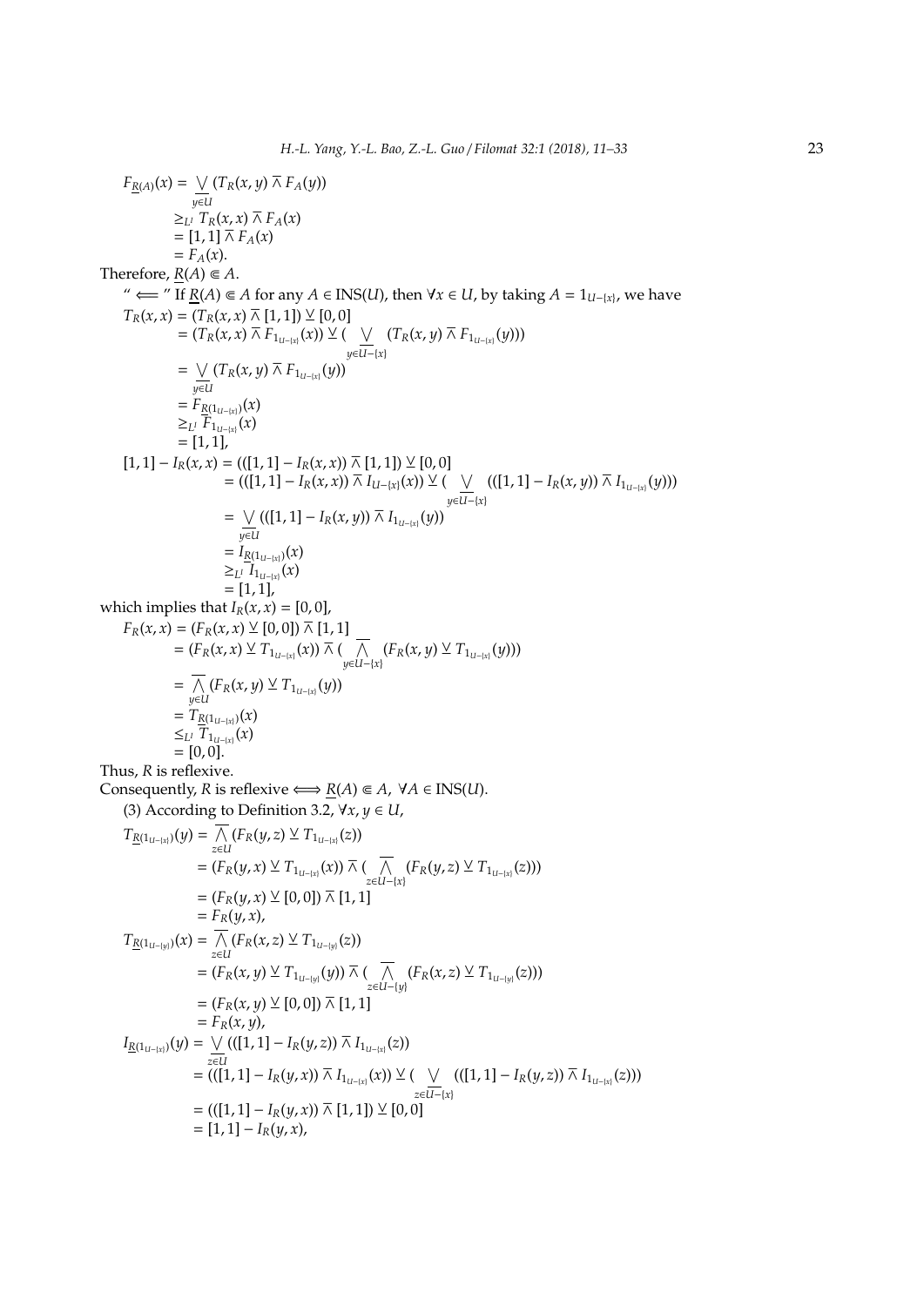$$
\begin{aligned}
F_{\underline{R}(A)}(x) &= \underline{\bigvee_{y \in U}} (T_R(x,y) \overline{\wedge} F_A(y)) \\
&\geq_{L^I} T_R(x,x) \overline{\wedge} F_A(x) \\
&= [1,1] \overline{\wedge} F_A(x) \\
&= F_A(x).
\end{aligned}
$$

Therefore, $\underline{R}(A) \Subset A$.

" $\Longleftarrow$ " If $\underline{R}(A) \Subset A$ for any $A \in \mathrm{INS}(U)$, then $\forall x \in U$, by taking $A = 1_{U-\{x\}}$, we have

$$
\begin{aligned}
T_R(x,x) &= (T_R(x,x) \overline{\wedge} [1,1]) \underline{\vee} [0,0] \\
&= (T_R(x,x) \overline{\wedge} F_{1_{U-\{x\}}}(x)) \underline{\vee} (\underline{\bigvee_{y \in U-\{x\}}} (T_R(x,y) \overline{\wedge} F_{1_{U-\{x\}}}(y))) \\
&= \underline{\bigvee_{y \in U}} (T_R(x,y) \overline{\wedge} F_{1_{U-\{x\}}}(y)) \\
&= F_{\underline{R}(1_{U-\{x\}})}(x) \\
&\geq_{L^I} F_{1_{U-\{x\}}}(x) \\
&= [1,1],
\end{aligned}
$$

$$
\begin{aligned}
[1,1] - I_R(x,x) &= (([1,1] - I_R(x,x)) \overline{\wedge} [1,1]) \underline{\vee} [0,0] \\
&= (([1,1] - I_R(x,x)) \overline{\wedge} I_{U-\{x\}}(x)) \underline{\vee} (\underline{\bigvee_{y \in U-\{x\}}} (([1,1] - I_R(x,y)) \overline{\wedge} I_{1_{U-\{x\}}}(y))) \\
&= \underline{\bigvee_{y \in U}} (([1,1] - I_R(x,y)) \overline{\wedge} I_{1_{U-\{x\}}}(y)) \\
&= I_{\underline{R}(1_{U-\{x\}})}(x) \\
&\geq_{L^I} I_{1_{U-\{x\}}}(x) \\
&= [1,1],
\end{aligned}
$$

which implies that $I_R(x,x) = [0,0]$,

$$
\begin{aligned}
F_R(x,x) &= (F_R(x,x) \underline{\vee} [0,0]) \overline{\wedge} [1,1] \\
&= (F_R(x,x) \underline{\vee} T_{1_{U-\{x\}}}(x)) \overline{\wedge} (\overline{\bigwedge_{y \in U-\{x\}}} (F_R(x,y) \underline{\vee} T_{1_{U-\{x\}}}(y))) \\
&= \overline{\bigwedge_{y \in U}} (F_R(x,y) \underline{\vee} T_{1_{U-\{x\}}}(y)) \\
&= T_{\underline{R}(1_{U-\{x\}})}(x) \\
&\leq_{L^I} T_{1_{U-\{x\}}}(x) \\
&= [0,0].
\end{aligned}
$$

Thus, $R$ is reflexive.

Consequently, $R$ is reflexive $\Longleftrightarrow \underline{R}(A) \Subset A,\ \forall A \in \mathrm{INS}(U)$.

(3) According to Definition 3.2, $\forall x, y \in U$,

$$
\begin{aligned}
T_{\underline{R}(1_{U-\{x\}})}(y) &= \overline{\bigwedge_{z \in U}} (F_R(y,z) \underline{\vee} T_{1_{U-\{x\}}}(z)) \\
&= (F_R(y,x) \underline{\vee} T_{1_{U-\{x\}}}(x)) \overline{\wedge} (\overline{\bigwedge_{z \in U-\{x\}}} (F_R(y,z) \underline{\vee} T_{1_{U-\{x\}}}(z))) \\
&= (F_R(y,x) \underline{\vee} [0,0]) \overline{\wedge} [1,1] \\
&= F_R(y,x),
\end{aligned}
$$

$$
\begin{aligned}
T_{\underline{R}(1_{U-\{y\}})}(x) &= \overline{\bigwedge_{z \in U}} (F_R(x,z) \underline{\vee} T_{1_{U-\{y\}}}(z)) \\
&= (F_R(x,y) \underline{\vee} T_{1_{U-\{y\}}}(y)) \overline{\wedge} (\overline{\bigwedge_{z \in U-\{y\}}} (F_R(x,z) \underline{\vee} T_{1_{U-\{y\}}}(z))) \\
&= (F_R(x,y) \underline{\vee} [0,0]) \overline{\wedge} [1,1] \\
&= F_R(x,y),
\end{aligned}
$$

$$
\begin{aligned}
I_{\underline{R}(1_{U-\{x\}})}(y) &= \underline{\bigvee_{z \in U}} (([1,1] - I_R(y,z)) \overline{\wedge} I_{1_{U-\{x\}}}(z)) \\
&= (([1,1] - I_R(y,x)) \overline{\wedge} I_{1_{U-\{x\}}}(x)) \underline{\vee} (\underline{\bigvee_{z \in U-\{x\}}} (([1,1] - I_R(y,z)) \overline{\wedge} I_{1_{U-\{x\}}}(z))) \\
&= (([1,1] - I_R(y,x)) \overline{\wedge} [1,1]) \underline{\vee} [0,0] \\
&= [1,1] - I_R(y,x),
\end{aligned}
$$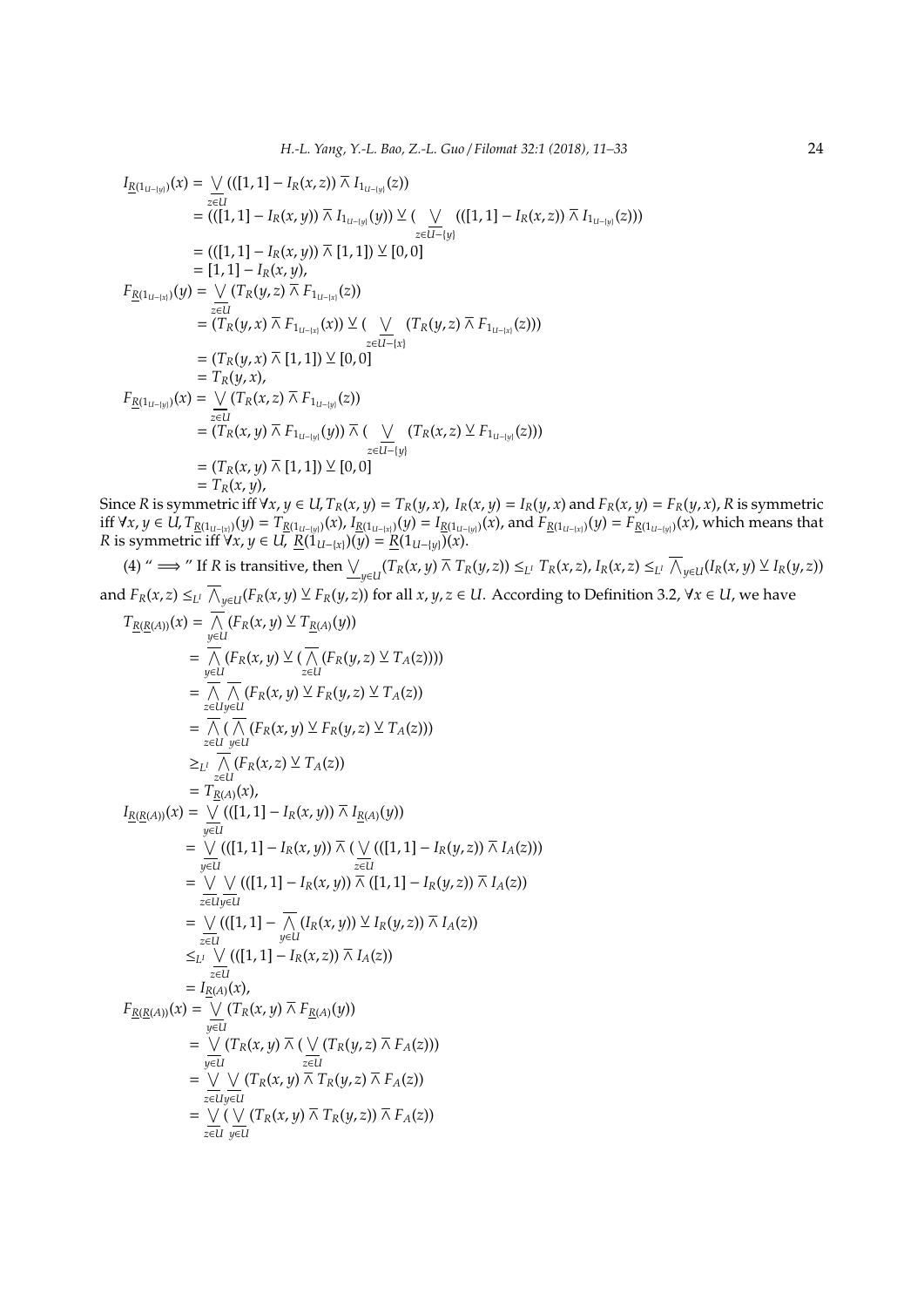$$
\begin{aligned}
I_{\underline{R}(1_{U-\{y\}})}(x) &= \underline{\bigvee_{z\in U}}(([1,1]-I_R(x,z)) \,\overline{\wedge}\, I_{1_{U-\{y\}}}(z)) \\
&= (([1,1]-I_R(x,y)) \,\overline{\wedge}\, I_{1_{U-\{y\}}}(y)) \,\underline{\vee}\, (\underline{\bigvee_{z\in U-\{y\}}}(([1,1]-I_R(x,z)) \,\overline{\wedge}\, I_{1_{U-\{y\}}}(z))) \\
&= (([1,1]-I_R(x,y)) \,\overline{\wedge}\, [1,1]) \,\underline{\vee}\, [0,0] \\
&= [1,1]-I_R(x,y),
\end{aligned}
$$

$$
\begin{aligned}
F_{\underline{R}(1_{U-\{x\}})}(y) &= \underline{\bigvee_{z\in U}}(T_R(y,z) \,\overline{\wedge}\, F_{1_{U-\{x\}}}(z)) \\
&= (T_R(y,x) \,\overline{\wedge}\, F_{1_{U-\{x\}}}(x)) \,\underline{\vee}\, (\underline{\bigvee_{z\in U-\{x\}}}(T_R(y,z) \,\overline{\wedge}\, F_{1_{U-\{x\}}}(z))) \\
&= (T_R(y,x) \,\overline{\wedge}\, [1,1]) \,\underline{\vee}\, [0,0] \\
&= T_R(y,x),
\end{aligned}
$$

$$
\begin{aligned}
F_{\underline{R}(1_{U-\{y\}})}(x) &= \underline{\bigvee_{z\in U}}(T_R(x,z) \,\overline{\wedge}\, F_{1_{U-\{y\}}}(z)) \\
&= (T_R(x,y) \,\overline{\wedge}\, F_{1_{U-\{y\}}}(y)) \,\overline{\wedge}\, (\underline{\bigvee_{z\in U-\{y\}}}(T_R(x,z) \,\underline{\vee}\, F_{1_{U-\{y\}}}(z))) \\
&= (T_R(x,y) \,\overline{\wedge}\, [1,1]) \,\underline{\vee}\, [0,0] \\
&= T_R(x,y),
\end{aligned}
$$

Since $R$ is symmetric iff $\forall x,y \in U, T_R(x,y) = T_R(y,x)$, $I_R(x,y) = I_R(y,x)$ and $F_R(x,y) = F_R(y,x)$, $R$ is symmetric iff $\forall x,y \in U, T_{\underline{R}(1_{U-\{x\}})}(y) = T_{\underline{R}(1_{U-\{y\}})}(x)$, $I_{\underline{R}(1_{U-\{x\}})}(y) = I_{\underline{R}(1_{U-\{y\}})}(x)$, and $F_{\underline{R}(1_{U-\{x\}})}(y) = F_{\underline{R}(1_{U-\{y\}})}(x)$, which means that $R$ is symmetric iff $\forall x,y \in U$, $\underline{R}(1_{U-\{x\}})(y) = \underline{R}(1_{U-\{y\}})(x)$.

(4) " $\Longrightarrow$ " If $R$ is transitive, then $\underline{\bigvee}_{y\in U}(T_R(x,y) \,\overline{\wedge}\, T_R(y,z)) \leq_{L^I} T_R(x,z)$, $I_R(x,z) \leq_{L^I} \overline{\bigwedge}_{y\in U}(I_R(x,y) \,\underline{\vee}\, I_R(y,z))$ and $F_R(x,z) \leq_{L^I} \overline{\bigwedge}_{y\in U}(F_R(x,y) \,\underline{\vee}\, F_R(y,z))$ for all $x,y,z \in U$. According to Definition 3.2, $\forall x \in U$, we have

$$
\begin{aligned}
T_{\underline{R}(\underline{R}(A))}(x) &= \overline{\bigwedge_{y\in U}}(F_R(x,y) \,\underline{\vee}\, T_{\underline{R}(A)}(y)) \\
&= \overline{\bigwedge_{y\in U}}(F_R(x,y) \,\underline{\vee}\, (\overline{\bigwedge_{z\in U}}(F_R(y,z) \,\underline{\vee}\, T_A(z)))) \\
&= \overline{\bigwedge_{z\in U}}\overline{\bigwedge_{y\in U}}(F_R(x,y) \,\underline{\vee}\, F_R(y,z) \,\underline{\vee}\, T_A(z)) \\
&= \overline{\bigwedge_{z\in U}}(\overline{\bigwedge_{y\in U}}(F_R(x,y) \,\underline{\vee}\, F_R(y,z) \,\underline{\vee}\, T_A(z))) \\
&\geq_{L^I} \overline{\bigwedge_{z\in U}}(F_R(x,z) \,\underline{\vee}\, T_A(z)) \\
&= T_{\underline{R}(A)}(x),
\end{aligned}
$$

$$
\begin{aligned}
I_{\underline{R}(\underline{R}(A))}(x) &= \underline{\bigvee_{y\in U}}(([1,1]-I_R(x,y)) \,\overline{\wedge}\, I_{\underline{R}(A)}(y)) \\
&= \underline{\bigvee_{y\in U}}(([1,1]-I_R(x,y)) \,\overline{\wedge}\, (\underline{\bigvee_{z\in U}}(([1,1]-I_R(y,z)) \,\overline{\wedge}\, I_A(z))) \\
&= \underline{\bigvee_{z\in U}}\underline{\bigvee_{y\in U}}(([1,1]-I_R(x,y)) \,\overline{\wedge}\, ([1,1]-I_R(y,z)) \,\overline{\wedge}\, I_A(z)) \\
&= \underline{\bigvee_{z\in U}}(([1,1]-\overline{\bigwedge_{y\in U}}(I_R(x,y)) \,\underline{\vee}\, I_R(y,z)) \,\overline{\wedge}\, I_A(z)) \\
&\leq_{L^I} \underline{\bigvee_{z\in U}}(([1,1]-I_R(x,z)) \,\overline{\wedge}\, I_A(z)) \\
&= I_{\underline{R}(A)}(x),
\end{aligned}
$$

$$
\begin{aligned}
F_{\underline{R}(\underline{R}(A))}(x) &= \underline{\bigvee_{y\in U}}(T_R(x,y) \,\overline{\wedge}\, F_{\underline{R}(A)}(y)) \\
&= \underline{\bigvee_{y\in U}}(T_R(x,y) \,\overline{\wedge}\, (\underline{\bigvee_{z\in U}}(T_R(y,z) \,\overline{\wedge}\, F_A(z))) \\
&= \underline{\bigvee_{z\in U}}\underline{\bigvee_{y\in U}}(T_R(x,y) \,\overline{\wedge}\, T_R(y,z) \,\overline{\wedge}\, F_A(z)) \\
&= \underline{\bigvee_{z\in U}}(\underline{\bigvee_{y\in U}}(T_R(x,y) \,\overline{\wedge}\, T_R(y,z)) \,\overline{\wedge}\, F_A(z))
\end{aligned}
$$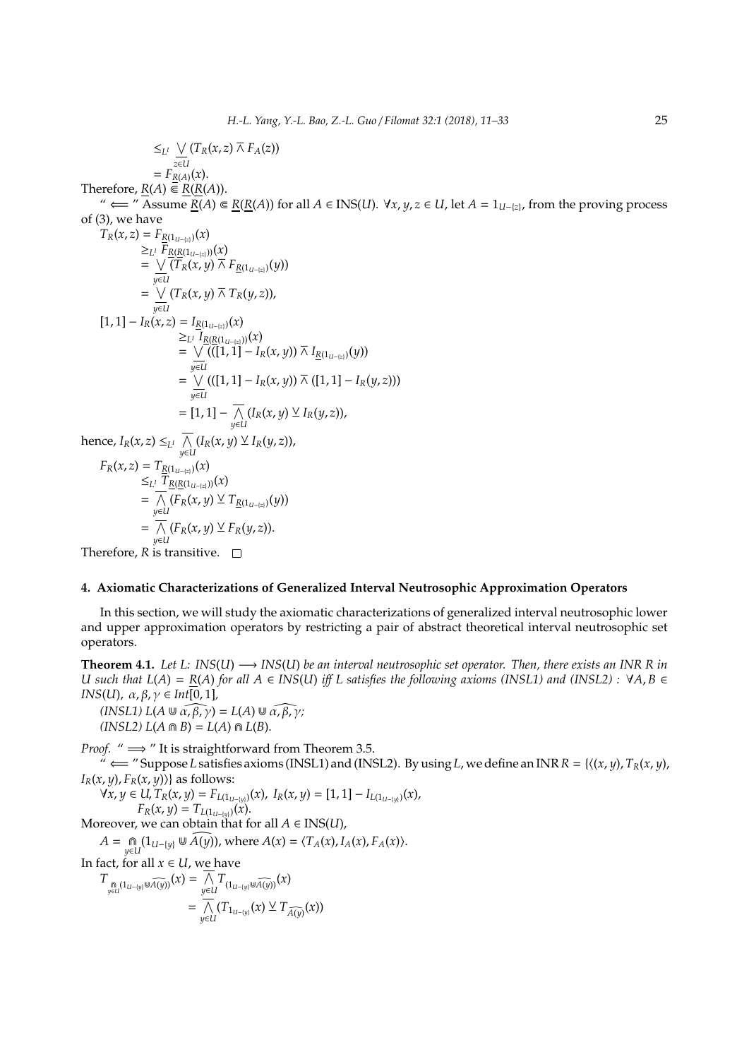$$\leq_{L^I} \overline{\bigvee_{z\in U}} (T_R(x,z) \overline{\wedge} F_A(z))$$
$$= F_{\overline{R}(A)}(x).$$

Therefore, $\underline{R}(A) \Subset \underline{R}(\underline{R}(A))$.

" $\Longleftarrow$ " Assume $\underline{R}(A) \Subset \underline{R}(\underline{R}(A))$ for all $A \in \text{INS}(U)$. $\forall x, y, z \in U$, let $A = 1_{U-\{z\}}$, from the proving process of (3), we have

$$
\begin{aligned}
T_R(x,z) &= F_{\underline{R}(1_{U-\{z\}})}(x) \\
&\geq_{L^I} F_{\underline{R}(\underline{R}(1_{U-\{z\}}))}(x) \\
&= \overline{\bigvee_{y\in U}} (T_R(x,y) \overline{\wedge} F_{\underline{R}(1_{U-\{z\}})}(y)) \\
&= \overline{\bigvee_{y\in U}} (T_R(x,y) \overline{\wedge} T_R(y,z)),
\end{aligned}
$$

$$
\begin{aligned}
[1,1] - I_R(x,z) &= I_{\underline{R}(1_{U-\{z\}})}(x) \\
&\geq_{L^I} I_{\underline{R}(\underline{R}(1_{U-\{z\}}))}(x) \\
&= \overline{\bigvee_{y\in U}} (([1,1] - I_R(x,y)) \overline{\wedge} I_{\underline{R}(1_{U-\{z\}})}(y)) \\
&= \overline{\bigvee_{y\in U}} (([1,1] - I_R(x,y)) \overline{\wedge} ([1,1] - I_R(y,z))) \\
&= [1,1] - \overline{\bigwedge_{y\in U}} (I_R(x,y) \underline{\vee} I_R(y,z)),
\end{aligned}
$$

hence, $I_R(x,z) \leq_{L^I} \overline{\bigwedge_{y\in U}} (I_R(x,y) \underline{\vee} I_R(y,z))$,

$$
\begin{aligned}
F_R(x,z) &= T_{\underline{R}(1_{U-\{z\}})}(x) \\
&\leq_{L^I} T_{\underline{R}(\underline{R}(1_{U-\{z\}}))}(x) \\
&= \overline{\bigwedge_{y\in U}} (F_R(x,y) \underline{\vee} T_{\underline{R}(1_{U-\{z\}})}(y)) \\
&= \overline{\bigwedge_{y\in U}} (F_R(x,y) \underline{\vee} F_R(y,z)).
\end{aligned}
$$

Therefore, $R$ is transitive. □

## 4. Axiomatic Characterizations of Generalized Interval Neutrosophic Approximation Operators

In this section, we will study the axiomatic characterizations of generalized interval neutrosophic lower and upper approximation operators by restricting a pair of abstract theoretical interval neutrosophic set operators.

**Theorem 4.1.** *Let $L$: $INS(U) \longrightarrow INS(U)$ be an interval neutrosophic set operator. Then, there exists an INR $R$ in $U$ such that $L(A) = \underline{R}(A)$ for all $A \in INS(U)$ iff $L$ satisfies the following axioms (INSL1) and (INSL2) : $\forall A, B \in INS(U)$, $\alpha, \beta, \gamma \in Int[0,1]$,*

*(INSL1) $L(A \Cup \widehat{\alpha,\beta,\gamma}) = L(A) \Cup \widehat{\alpha,\beta,\gamma}$;*

*(INSL2) $L(A \Cap B) = L(A) \Cap L(B)$.*

*Proof.* " $\Longrightarrow$ " It is straightforward from Theorem 3.5.

" $\Longleftarrow$ " Suppose $L$ satisfies axioms (INSL1) and (INSL2). By using $L$, we define an INR $R = \{\langle (x,y), T_R(x,y), I_R(x,y), F_R(x,y)\rangle\}$ as follows:

$\forall x, y \in U$, $T_R(x,y) = F_{L(1_{U-\{y\}})}(x)$, $I_R(x,y) = [1,1] - I_{L(1_{U-\{y\}})}(x)$,
$F_R(x,y) = T_{L(1_{U-\{y\}})}(x)$.

Moreover, we can obtain that for all $A \in \text{INS}(U)$,

$A = \Cap_{y\in U} (1_{U-\{y\}} \Cup \widehat{A(y)})$, where $A(x) = \langle T_A(x), I_A(x), F_A(x)\rangle$.

In fact, for all $x \in U$, we have

$$
\begin{aligned}
T_{\Cap_{y\in U}(1_{U-\{y\}} \Cup \widehat{A(y)})}(x) &= \overline{\bigwedge_{y\in U}} T_{(1_{U-\{y\}} \Cup \widehat{A(y)})}(x) \\
&= \overline{\bigwedge_{y\in U}} (T_{1_{U-\{y\}}}(x) \underline{\vee} T_{\widehat{A(y)}}(x))
\end{aligned}
$$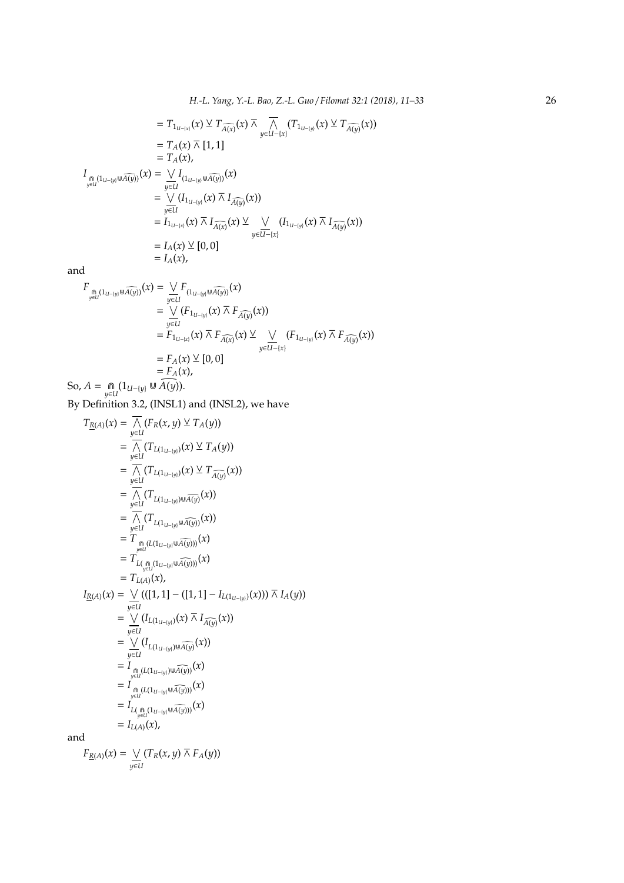$$
\begin{aligned}
&= T_{1_{U-\{x\}}}(x) \veebar T_{\widehat{A(x)}}(x) \barwedge \overline{\bigwedge_{y\in U-\{x\}}} (T_{1_{U-\{y\}}}(x) \veebar T_{\widehat{A(y)}}(x)) \\
&= T_A(x) \barwedge [1,1] \\
&= T_A(x),
\end{aligned}
$$

$$
\begin{aligned}
I_{\Cap_{y\in U}(1_{U-\{y\}} \Cup \widehat{A(y)})}(x) &= \underline{\bigvee_{y\in U}} I_{(1_{U-\{y\}} \Cup \widehat{A(y)})}(x) \\
&= \underline{\bigvee_{y\in U}} (I_{1_{U-\{y\}}}(x) \barwedge I_{\widehat{A(y)}}(x)) \\
&= I_{1_{U-\{x\}}}(x) \barwedge I_{\widehat{A(x)}}(x) \veebar \underline{\bigvee_{y\in U-\{x\}}} (I_{1_{U-\{y\}}}(x) \barwedge I_{\widehat{A(y)}}(x)) \\
&= I_A(x) \veebar [0,0] \\
&= I_A(x),
\end{aligned}
$$

and

$$
\begin{aligned}
F_{\Cap_{y\in U}(1_{U-\{y\}} \Cup \widehat{A(y)})}(x) &= \underline{\bigvee_{y\in U}} F_{(1_{U-\{y\}} \Cup \widehat{A(y)})}(x) \\
&= \underline{\bigvee_{y\in U}} (F_{1_{U-\{y\}}}(x) \barwedge F_{\widehat{A(y)}}(x)) \\
&= F_{1_{U-\{x\}}}(x) \barwedge F_{\widehat{A(x)}}(x) \veebar \underline{\bigvee_{y\in U-\{x\}}} (F_{1_{U-\{y\}}}(x) \barwedge F_{\widehat{A(y)}}(x)) \\
&= F_A(x) \veebar [0,0] \\
&= F_A(x),
\end{aligned}
$$

So, $A = \Cap_{y\in U} (1_{U-\{y\}} \Cup \widehat{A(y)})$.

By Definition 3.2, (INSL1) and (INSL2), we have

$$
\begin{aligned}
T_{\underline{R}(A)}(x) &= \overline{\bigwedge_{y\in U}} (F_R(x,y) \veebar T_A(y)) \\
&= \overline{\bigwedge_{y\in U}} (T_{L(1_{U-\{y\}})}(x) \veebar T_A(y)) \\
&= \overline{\bigwedge_{y\in U}} (T_{L(1_{U-\{y\}})}(x) \veebar T_{\widehat{A(y)}}(x)) \\
&= \overline{\bigwedge_{y\in U}} (T_{L(1_{U-\{y\}}) \Cup \widehat{A(y)}}(x)) \\
&= \overline{\bigwedge_{y\in U}} (T_{L(1_{U-\{y\}} \Cup \widehat{A(y)})}(x)) \\
&= T_{\Cap_{y\in U}(L(1_{U-\{y\}} \Cup \widehat{A(y)}))}(x) \\
&= T_{L(\Cap_{y\in U}(1_{U-\{y\}} \Cup \widehat{A(y)}))}(x) \\
&= T_{L(A)}(x),
\end{aligned}
$$

$$
\begin{aligned}
I_{\underline{R}(A)}(x) &= \underline{\bigvee_{y\in U}} (([1,1] - ([1,1] - I_{L(1_{U-\{y\}})}(x))) \barwedge I_A(y)) \\
&= \underline{\bigvee_{y\in U}} (I_{L(1_{U-\{y\}})}(x) \barwedge I_{\widehat{A(y)}}(x)) \\
&= \underline{\bigvee_{y\in U}} (I_{L(1_{U-\{y\}}) \Cup \widehat{A(y)}}(x)) \\
&= I_{\Cap_{y\in U}(L(1_{U-\{y\}}) \Cup \widehat{A(y)})}(x) \\
&= I_{\Cap_{y\in U}(L(1_{U-\{y\}} \Cup \widehat{A(y)}))}(x) \\
&= I_{L(\Cap_{y\in U}(1_{U-\{y\}} \Cup \widehat{A(y)}))}(x) \\
&= I_{L(A)}(x),
\end{aligned}
$$

and

$$
F_{\underline{R}(A)}(x) = \underline{\bigvee_{y\in U}} (T_R(x,y) \barwedge F_A(y))
$$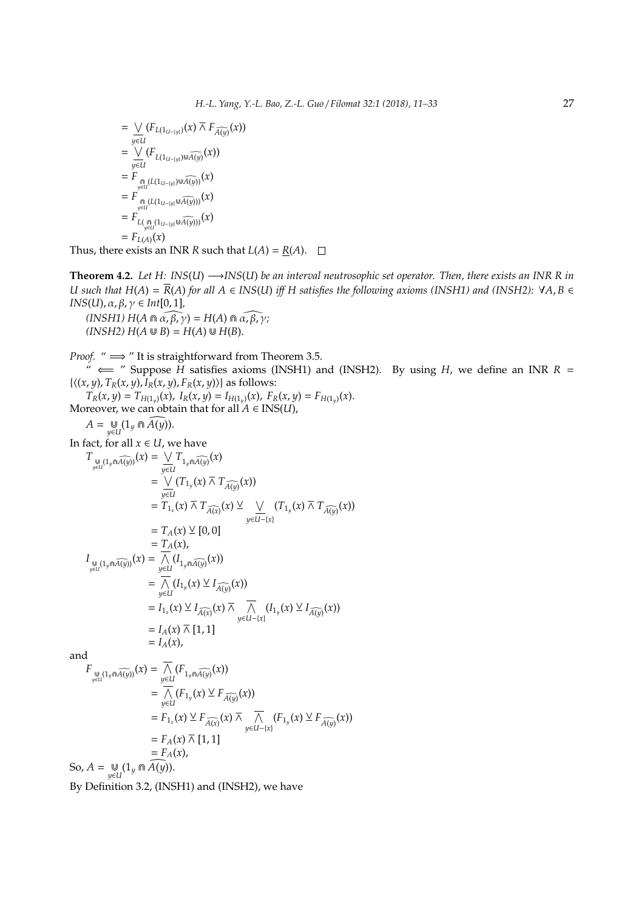$$
\begin{aligned}
&= \underline{\bigvee_{y\in U}} (F_{L(1_{U-\{y\}})}(x) \overline{\wedge} F_{\widehat{A(y)}}(x)) \\
&= \underline{\bigvee_{y\in U}} (F_{L(1_{U-\{y\}})\Cup\widehat{A(y)}}(x)) \\
&= F_{\Cap_{y\in U}(L(1_{U-\{y\}})\Cup\widehat{A(y)})}(x) \\
&= F_{\Cap_{y\in U}(L(1_{U-\{y\}}\Cup\widehat{A(y)}))}(x) \\
&= F_{L(\Cap_{y\in U}(1_{U-\{y\}}\Cup\widehat{A(y)}))}(x) \\
&= F_{L(A)}(x)
\end{aligned}
$$

Thus, there exists an INR $R$ such that $L(A) = \underline{R}(A)$. □

**Theorem 4.2.** *Let $H$: $INS(U) \longrightarrow INS(U)$ be an interval neutrosophic set operator. Then, there exists an INR $R$ in $U$ such that $H(A) = \overline{R}(A)$ for all $A \in INS(U)$ iff $H$ satisfies the following axioms (INSH1) and (INSH2): $\forall A, B \in INS(U), \alpha, \beta, \gamma \in Int[0,1]$,*

*(INSH1) $H(A \Cap \widehat{\alpha, \beta, \gamma}) = H(A) \Cap \widehat{\alpha, \beta, \gamma}$;*
*(INSH2) $H(A \Cup B) = H(A) \Cup H(B)$.*

*Proof.* " $\Longrightarrow$ " It is straightforward from Theorem 3.5.

" $\Longleftarrow$ " Suppose $H$ satisfies axioms (INSH1) and (INSH2). By using $H$, we define an INR $R = \{\langle (x,y), T_R(x,y), I_R(x,y), F_R(x,y)\rangle\}$ as follows:

$T_R(x,y) = T_{H(1_y)}(x)$, $I_R(x,y) = I_{H(1_y)}(x)$, $F_R(x,y) = F_{H(1_y)}(x)$.

Moreover, we can obtain that for all $A \in \text{INS}(U)$,

$A = \Cup_{y\in U}(1_y \Cap \widehat{A(y)})$.

In fact, for all $x \in U$, we have

$$
\begin{aligned}
T_{\Cup_{y\in U}(1_y\Cap\widehat{A(y)})}(x) &= \underline{\bigvee_{y\in U}} T_{1_y\Cap\widehat{A(y)}}(x) \\
&= \underline{\bigvee_{y\in U}} (T_{1_y}(x) \overline{\wedge} T_{\widehat{A(y)}}(x)) \\
&= T_{1_x}(x) \overline{\wedge} T_{\widehat{A(x)}}(x) \,\underline{\vee} \underline{\bigvee_{y\in U-\{x\}}} (T_{1_y}(x) \overline{\wedge} T_{\widehat{A(y)}}(x)) \\
&= T_A(x) \,\underline{\vee}\, [0,0] \\
&= T_A(x),
\end{aligned}
$$

$$
\begin{aligned}
I_{\Cup_{y\in U}(1_y\Cap\widehat{A(y)})}(x) &= \overline{\bigwedge_{y\in U}} (I_{1_y\Cap\widehat{A(y)}}(x)) \\
&= \overline{\bigwedge_{y\in U}} (I_{1_y}(x) \,\underline{\vee}\, I_{\widehat{A(y)}}(x)) \\
&= I_{1_x}(x) \,\underline{\vee}\, I_{\widehat{A(x)}}(x) \overline{\wedge} \overline{\bigwedge_{y\in U-\{x\}}} (I_{1_y}(x) \,\underline{\vee}\, I_{\widehat{A(y)}}(x)) \\
&= I_A(x) \overline{\wedge} [1,1] \\
&= I_A(x),
\end{aligned}
$$

and

$$
\begin{aligned}
F_{\Cup_{y\in U}(1_y\Cap\widehat{A(y)})}(x) &= \overline{\bigwedge_{y\in U}} (F_{1_y\Cap\widehat{A(y)}}(x)) \\
&= \overline{\bigwedge_{y\in U}} (F_{1_y}(x) \,\underline{\vee}\, F_{\widehat{A(y)}}(x)) \\
&= F_{1_x}(x) \,\underline{\vee}\, F_{\widehat{A(x)}}(x) \overline{\wedge} \overline{\bigwedge_{y\in U-\{x\}}} (F_{1_y}(x) \,\underline{\vee}\, F_{\widehat{A(y)}}(x)) \\
&= F_A(x) \overline{\wedge} [1,1] \\
&= F_A(x),
\end{aligned}
$$

So, $A = \Cup_{y\in U}(1_y \Cap \widehat{A(y)})$.

By Definition 3.2, (INSH1) and (INSH2), we have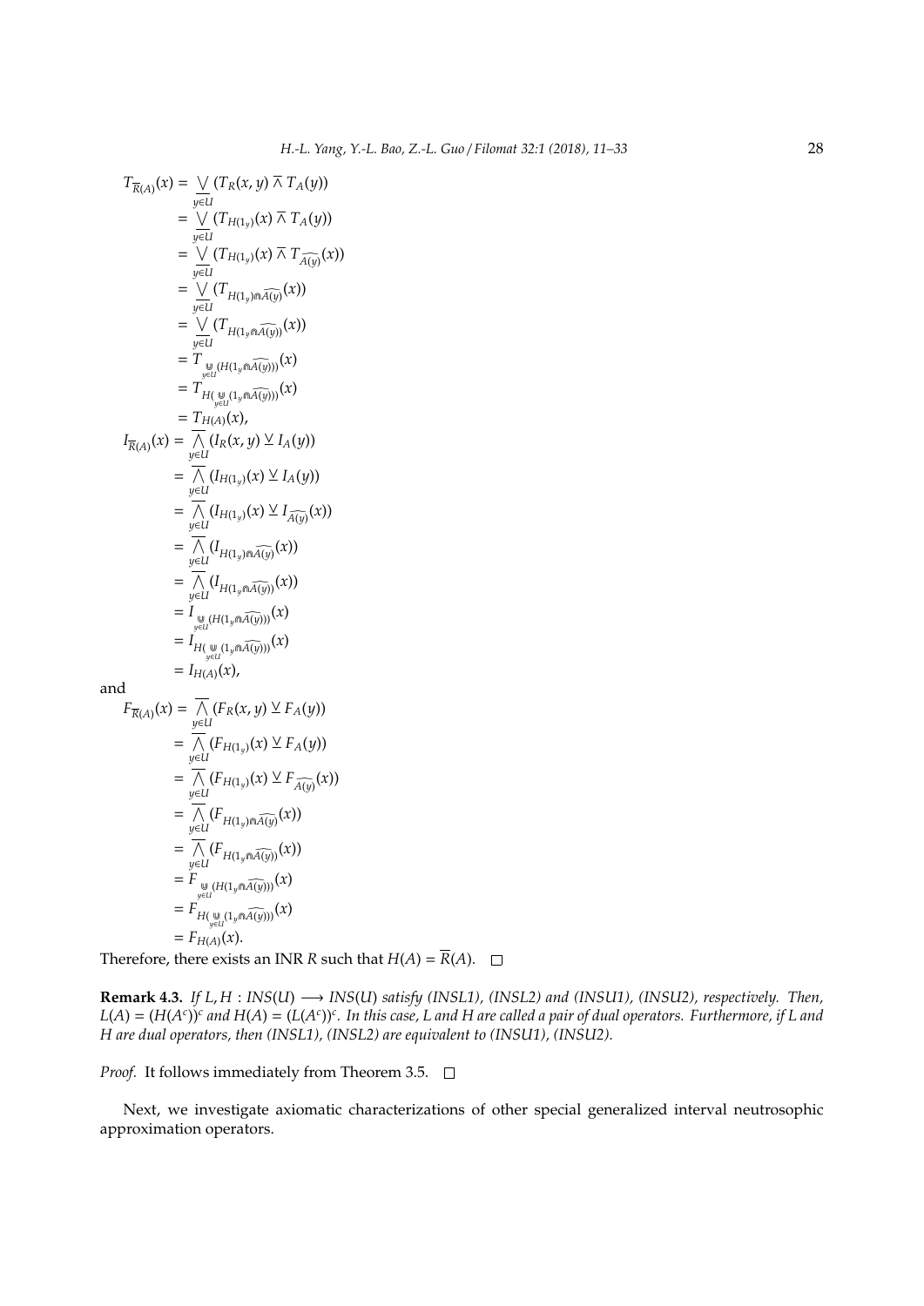$$
\begin{aligned}
T_{\overline{R}(A)}(x) &= \underline{\bigvee_{y\in U}} (T_R(x,y) \mathbin{\overline{\wedge}} T_A(y)) \\
&= \underline{\bigvee_{y\in U}} (T_{H(1_y)}(x) \mathbin{\overline{\wedge}} T_A(y)) \\
&= \underline{\bigvee_{y\in U}} (T_{H(1_y)}(x) \mathbin{\overline{\wedge}} T_{\widehat{A(y)}}(x)) \\
&= \underline{\bigvee_{y\in U}} (T_{H(1_y)\Cap\widehat{A(y)}}(x)) \\
&= \underline{\bigvee_{y\in U}} (T_{H(1_y\Cap\widehat{A(y)})}(x)) \\
&= T_{\Cup_{y\in U}(H(1_y\Cap\widehat{A(y)}))}(x) \\
&= T_{H(\Cup_{y\in U}(1_y\Cap\widehat{A(y)}))}(x) \\
&= T_{H(A)}(x), \\
I_{\overline{R}(A)}(x) &= \overline{\bigwedge_{y\in U}} (I_R(x,y) \mathbin{\underline{\vee}} I_A(y)) \\
&= \overline{\bigwedge_{y\in U}} (I_{H(1_y)}(x) \mathbin{\underline{\vee}} I_A(y)) \\
&= \overline{\bigwedge_{y\in U}} (I_{H(1_y)}(x) \mathbin{\underline{\vee}} I_{\widehat{A(y)}}(x)) \\
&= \overline{\bigwedge_{y\in U}} (I_{H(1_y)\Cap\widehat{A(y)}}(x)) \\
&= \overline{\bigwedge_{y\in U}} (I_{H(1_y\Cap\widehat{A(y)})}(x)) \\
&= I_{\Cup_{y\in U}(H(1_y\Cap\widehat{A(y)}))}(x) \\
&= I_{H(\Cup_{y\in U}(1_y\Cap\widehat{A(y)}))}(x) \\
&= I_{H(A)}(x),
\end{aligned}
$$

and

$$
\begin{aligned}
F_{\overline{R}(A)}(x) &= \overline{\bigwedge_{y\in U}} (F_R(x,y) \mathbin{\underline{\vee}} F_A(y)) \\
&= \overline{\bigwedge_{y\in U}} (F_{H(1_y)}(x) \mathbin{\underline{\vee}} F_A(y)) \\
&= \overline{\bigwedge_{y\in U}} (F_{H(1_y)}(x) \mathbin{\underline{\vee}} F_{\widehat{A(y)}}(x)) \\
&= \overline{\bigwedge_{y\in U}} (F_{H(1_y)\Cap\widehat{A(y)}}(x)) \\
&= \overline{\bigwedge_{y\in U}} (F_{H(1_y\Cap\widehat{A(y)})}(x)) \\
&= F_{\Cup_{y\in U}(H(1_y\Cap\widehat{A(y)}))}(x) \\
&= F_{H(\Cup_{y\in U}(1_y\Cap\widehat{A(y)}))}(x) \\
&= F_{H(A)}(x).
\end{aligned}
$$

Therefore, there exists an INR $R$ such that $H(A) = \overline{R}(A)$. □

**Remark 4.3.** *If $L, H : INS(U) \longrightarrow INS(U)$ satisfy (INSL1), (INSL2) and (INSU1), (INSU2), respectively. Then, $L(A) = (H(A^c))^c$ and $H(A) = (L(A^c))^c$. In this case, $L$ and $H$ are called a pair of dual operators. Furthermore, if $L$ and $H$ are dual operators, then (INSL1), (INSL2) are equivalent to (INSU1), (INSU2).*

*Proof.* It follows immediately from Theorem 3.5. □

Next, we investigate axiomatic characterizations of other special generalized interval neutrosophic approximation operators.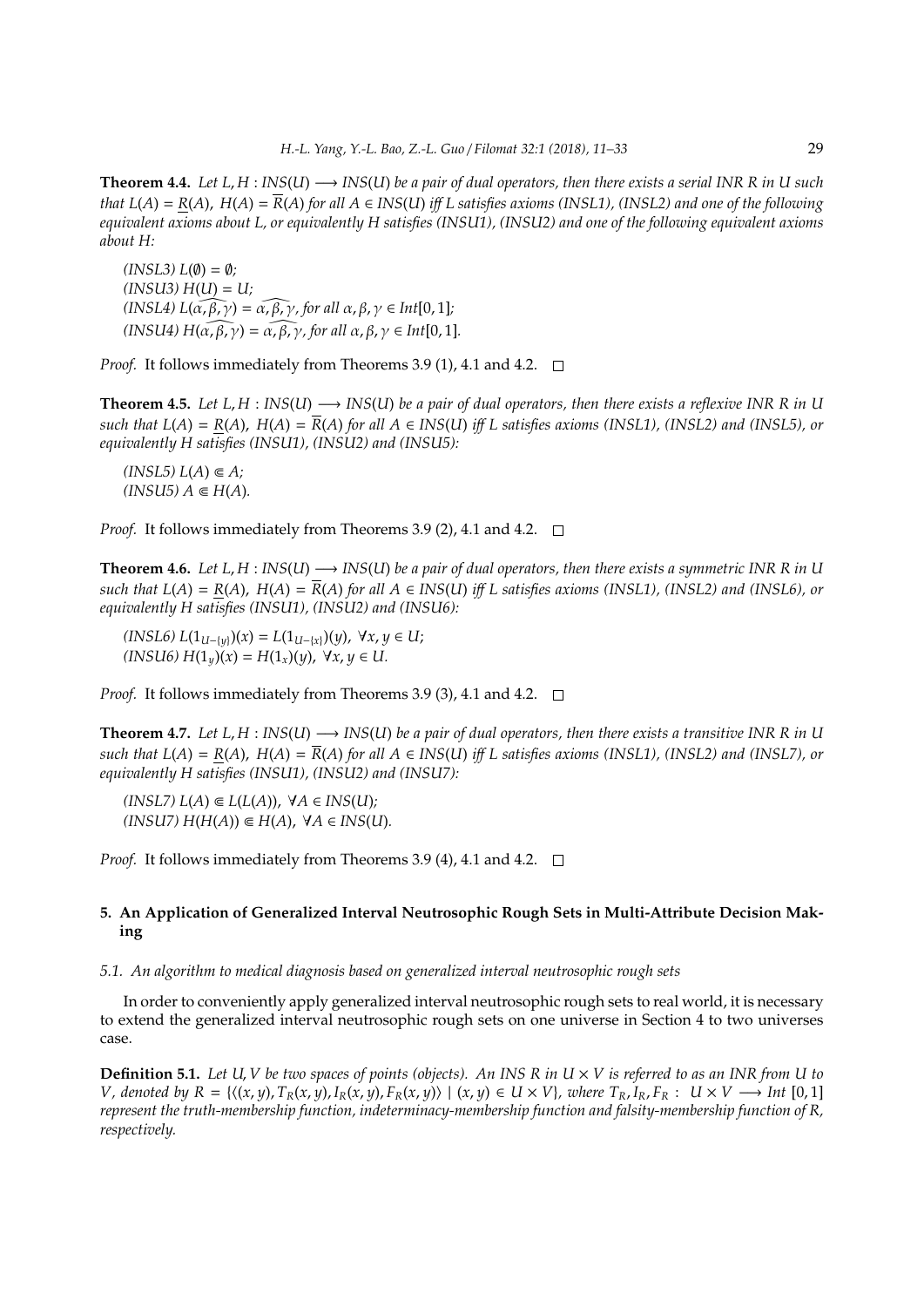**Theorem 4.4.** *Let $L, H : INS(U) \longrightarrow INS(U)$ be a pair of dual operators, then there exists a serial INR $R$ in $U$ such that $L(A) = \underline{R}(A)$, $H(A) = \overline{R}(A)$ for all $A \in INS(U)$ iff $L$ satisfies axioms (INSL1), (INSL2) and one of the following equivalent axioms about $L$, or equivalently $H$ satisfies (INSU1), (INSU2) and one of the following equivalent axioms about $H$:*

*(INSL3)* $L(\emptyset) = \emptyset$;
*(INSU3)* $H(U) = U$;
*(INSL4)* $L(\widehat{\alpha, \beta, \gamma}) = \widehat{\alpha, \beta, \gamma}$, *for all* $\alpha, \beta, \gamma \in Int[0, 1]$;
*(INSU4)* $H(\widehat{\alpha, \beta, \gamma}) = \widehat{\alpha, \beta, \gamma}$, *for all* $\alpha, \beta, \gamma \in Int[0, 1]$.

*Proof.* It follows immediately from Theorems 3.9 (1), 4.1 and 4.2. □

**Theorem 4.5.** *Let $L, H : INS(U) \longrightarrow INS(U)$ be a pair of dual operators, then there exists a reflexive INR $R$ in $U$ such that $L(A) = \underline{R}(A)$, $H(A) = \overline{R}(A)$ for all $A \in INS(U)$ iff $L$ satisfies axioms (INSL1), (INSL2) and (INSL5), or equivalently $H$ satisfies (INSU1), (INSU2) and (INSU5):*

*(INSL5)* $L(A) \Subset A$;
*(INSU5)* $A \Subset H(A)$.

*Proof.* It follows immediately from Theorems 3.9 (2), 4.1 and 4.2. □

**Theorem 4.6.** *Let $L, H : INS(U) \longrightarrow INS(U)$ be a pair of dual operators, then there exists a symmetric INR $R$ in $U$ such that $L(A) = \underline{R}(A)$, $H(A) = \overline{R}(A)$ for all $A \in INS(U)$ iff $L$ satisfies axioms (INSL1), (INSL2) and (INSL6), or equivalently $H$ satisfies (INSU1), (INSU2) and (INSU6):*

*(INSL6)* $L(1_{U-\{y\}})(x) = L(1_{U-\{x\}})(y)$, $\forall x, y \in U$;
*(INSU6)* $H(1_y)(x) = H(1_x)(y)$, $\forall x, y \in U$.

*Proof.* It follows immediately from Theorems 3.9 (3), 4.1 and 4.2. □

**Theorem 4.7.** *Let $L, H : INS(U) \longrightarrow INS(U)$ be a pair of dual operators, then there exists a transitive INR $R$ in $U$ such that $L(A) = \underline{R}(A)$, $H(A) = \overline{R}(A)$ for all $A \in INS(U)$ iff $L$ satisfies axioms (INSL1), (INSL2) and (INSL7), or equivalently $H$ satisfies (INSU1), (INSU2) and (INSU7):*

*(INSL7)* $L(A) \Subset L(L(A))$, $\forall A \in INS(U)$;
*(INSU7)* $H(H(A)) \Subset H(A)$, $\forall A \in INS(U)$.

*Proof.* It follows immediately from Theorems 3.9 (4), 4.1 and 4.2. □

## 5. An Application of Generalized Interval Neutrosophic Rough Sets in Multi-Attribute Decision Making

### 5.1. An algorithm to medical diagnosis based on generalized interval neutrosophic rough sets

In order to conveniently apply generalized interval neutrosophic rough sets to real world, it is necessary to extend the generalized interval neutrosophic rough sets on one universe in Section 4 to two universes case.

**Definition 5.1.** *Let $U, V$ be two spaces of points (objects). An INS $R$ in $U \times V$ is referred to as an INR from $U$ to $V$, denoted by $R = \{\langle (x, y), T_R(x, y), I_R(x, y), F_R(x, y)\rangle \mid (x, y) \in U \times V\}$, where $T_R, I_R, F_R : U \times V \longrightarrow Int\ [0, 1]$ represent the truth-membership function, indeterminacy-membership function and falsity-membership function of $R$, respectively.*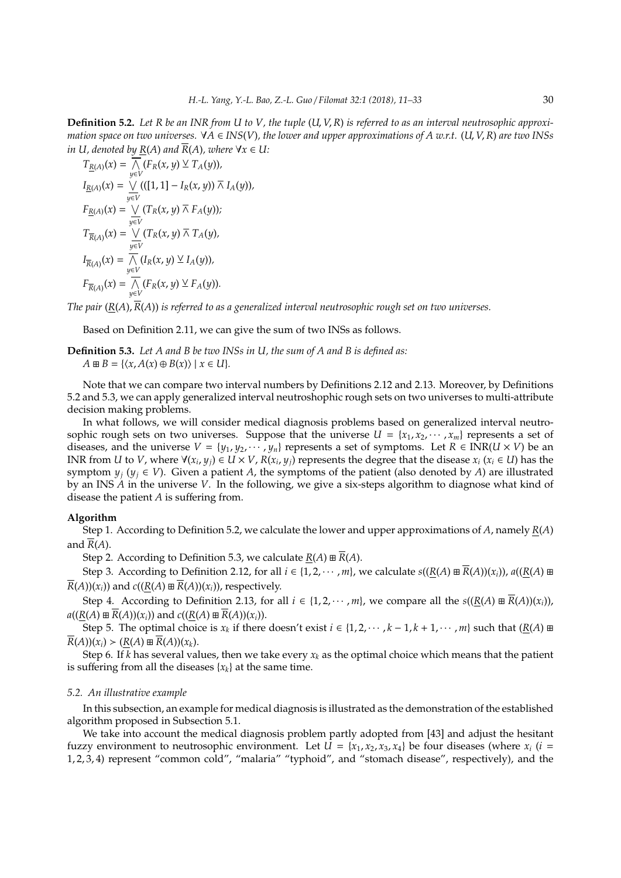**Definition 5.2.** *Let $R$ be an INR from $U$ to $V$, the tuple $(U, V, R)$ is referred to as an interval neutrosophic approximation space on two universes. $\forall A \in INS(V)$, the lower and upper approximations of $A$ w.r.t. $(U, V, R)$ are two INSs in $U$, denoted by $\underline{R}(A)$ and $\overline{R}(A)$, where $\forall x \in U$:*

$$T_{\underline{R}(A)}(x) = \overline{\bigwedge_{y\in V}}(F_R(x,y) \veebar T_A(y)),$$

$$I_{\underline{R}(A)}(x) = \underline{\bigvee_{y\in V}}(([1,1] - I_R(x,y)) \barwedge I_A(y)),$$

$$F_{\underline{R}(A)}(x) = \underline{\bigvee_{y\in V}}(T_R(x,y) \barwedge F_A(y));$$

$$T_{\overline{R}(A)}(x) = \underline{\bigvee_{y\in V}}(T_R(x,y) \barwedge T_A(y)),$$

$$I_{\overline{R}(A)}(x) = \overline{\bigwedge_{y\in V}}(I_R(x,y) \veebar I_A(y)),$$

$$F_{\overline{R}(A)}(x) = \overline{\bigwedge_{y\in V}}(F_R(x,y) \veebar F_A(y)).$$

*The pair $(\underline{R}(A), \overline{R}(A))$ is referred to as a generalized interval neutrosophic rough set on two universes.*

Based on Definition 2.11, we can give the sum of two INSs as follows.

**Definition 5.3.** *Let $A$ and $B$ be two INSs in $U$, the sum of $A$ and $B$ is defined as:*
$A \boxplus B = \{\langle x, A(x) \oplus B(x)\rangle \mid x \in U\}$.

Note that we can compare two interval numbers by Definitions 2.12 and 2.13. Moreover, by Definitions 5.2 and 5.3, we can apply generalized interval neutroshophic rough sets on two universes to multi-attribute decision making problems.

In what follows, we will consider medical diagnosis problems based on generalized interval neutrosophic rough sets on two universes. Suppose that the universe $U = \{x_1, x_2, \cdots, x_m\}$ represents a set of diseases, and the universe $V = \{y_1, y_2, \cdots, y_n\}$ represents a set of symptoms. Let $R \in \text{INR}(U \times V)$ be an INR from $U$ to $V$, where $\forall (x_i, y_j) \in U \times V$, $R(x_i, y_j)$ represents the degree that the disease $x_i$ ($x_i \in U$) has the symptom $y_j$ ($y_j \in V$). Given a patient $A$, the symptoms of the patient (also denoted by $A$) are illustrated by an INS $A$ in the universe $V$. In the following, we give a six-steps algorithm to diagnose what kind of disease the patient $A$ is suffering from.

**Algorithm**

Step 1. According to Definition 5.2, we calculate the lower and upper approximations of $A$, namely $\underline{R}(A)$ and $\overline{R}(A)$.

Step 2. According to Definition 5.3, we calculate $\underline{R}(A) \boxplus \overline{R}(A)$.

Step 3. According to Definition 2.12, for all $i \in \{1, 2, \cdots, m\}$, we calculate $s((\underline{R}(A) \boxplus \overline{R}(A))(x_i))$, $a((\underline{R}(A) \boxplus \overline{R}(A))(x_i))$ and $c((\underline{R}(A) \boxplus \overline{R}(A))(x_i))$, respectively.

Step 4. According to Definition 2.13, for all $i \in \{1, 2, \cdots, m\}$, we compare all the $s((\underline{R}(A) \boxplus \overline{R}(A))(x_i))$, $a((\underline{R}(A) \boxplus \overline{R}(A))(x_i))$ and $c((\underline{R}(A) \boxplus \overline{R}(A))(x_i))$.

Step 5. The optimal choice is $x_k$ if there doesn't exist $i \in \{1, 2, \cdots, k-1, k+1, \cdots, m\}$ such that $(\underline{R}(A) \boxplus \overline{R}(A))(x_i) > (\underline{R}(A) \boxplus \overline{R}(A))(x_k)$.

Step 6. If $k$ has several values, then we take every $x_k$ as the optimal choice which means that the patient is suffering from all the diseases $\{x_k\}$ at the same time.

### *5.2. An illustrative example*

In this subsection, an example for medical diagnosis is illustrated as the demonstration of the established algorithm proposed in Subsection 5.1.

We take into account the medical diagnosis problem partly adopted from [43] and adjust the hesitant fuzzy environment to neutrosophic environment. Let $U = \{x_1, x_2, x_3, x_4\}$ be four diseases (where $x_i$ ($i = 1, 2, 3, 4$) represent "common cold", "malaria" "typhoid", and "stomach disease", respectively), and the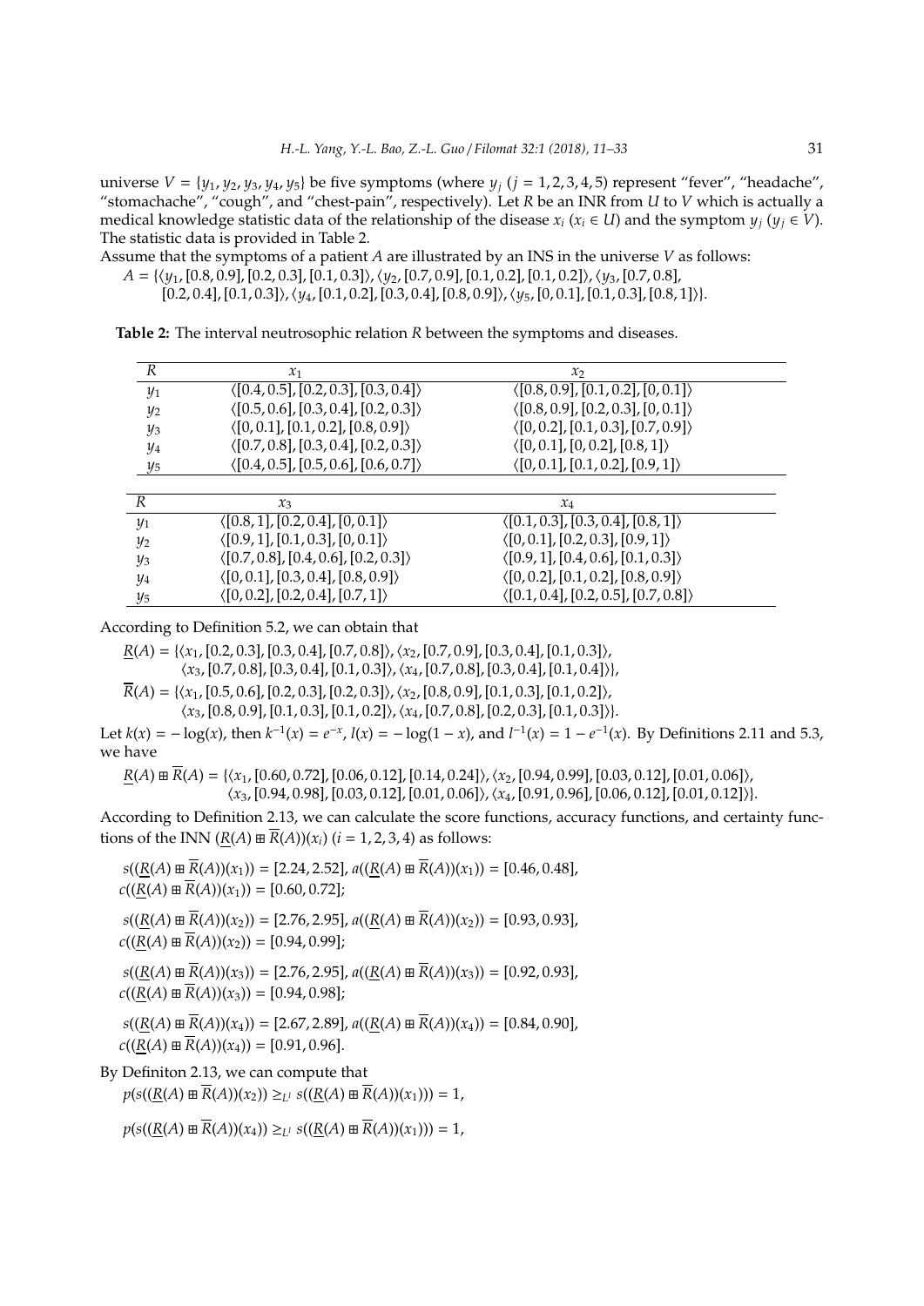universe $V = \{y_1, y_2, y_3, y_4, y_5\}$ be five symptoms (where $y_j$ $(j = 1, 2, 3, 4, 5)$ represent "fever", "headache", "stomachache", "cough", and "chest-pain", respectively). Let $R$ be an INR from $U$ to $V$ which is actually a medical knowledge statistic data of the relationship of the disease $x_i$ $(x_i \in U)$ and the symptom $y_j$ $(y_j \in V)$. The statistic data is provided in Table 2.

Assume that the symptoms of a patient $A$ are illustrated by an INS in the universe $V$ as follows:

$A = \{\langle y_1, [0.8, 0.9], [0.2, 0.3], [0.1, 0.3]\rangle, \langle y_2, [0.7, 0.9], [0.1, 0.2], [0.1, 0.2]\rangle, \langle y_3, [0.7, 0.8], [0.2, 0.4], [0.1, 0.3]\rangle, \langle y_4, [0.1, 0.2], [0.3, 0.4], [0.8, 0.9]\rangle, \langle y_5, [0, 0.1], [0.1, 0.3], [0.8, 1]\rangle\}.$

**Table 2:** The interval neutrosophic relation $R$ between the symptoms and diseases.

| $R$ | $x_1$ | $x_2$ |
|---|---|---|
| $y_1$ | $\langle [0.4, 0.5], [0.2, 0.3], [0.3, 0.4]\rangle$ | $\langle [0.8, 0.9], [0.1, 0.2], [0, 0.1]\rangle$ |
| $y_2$ | $\langle [0.5, 0.6], [0.3, 0.4], [0.2, 0.3]\rangle$ | $\langle [0.8, 0.9], [0.2, 0.3], [0, 0.1]\rangle$ |
| $y_3$ | $\langle [0, 0.1], [0.1, 0.2], [0.8, 0.9]\rangle$ | $\langle [0, 0.2], [0.1, 0.3], [0.7, 0.9]\rangle$ |
| $y_4$ | $\langle [0.7, 0.8], [0.3, 0.4], [0.2, 0.3]\rangle$ | $\langle [0, 0.1], [0, 0.2], [0.8, 1]\rangle$ |
| $y_5$ | $\langle [0.4, 0.5], [0.5, 0.6], [0.6, 0.7]\rangle$ | $\langle [0, 0.1], [0.1, 0.2], [0.9, 1]\rangle$ |

| $R$ | $x_3$ | $x_4$ |
|---|---|---|
| $y_1$ | $\langle [0.8, 1], [0.2, 0.4], [0, 0.1]\rangle$ | $\langle [0.1, 0.3], [0.3, 0.4], [0.8, 1]\rangle$ |
| $y_2$ | $\langle [0.9, 1], [0.1, 0.3], [0, 0.1]\rangle$ | $\langle [0, 0.1], [0.2, 0.3], [0.9, 1]\rangle$ |
| $y_3$ | $\langle [0.7, 0.8], [0.4, 0.6], [0.2, 0.3]\rangle$ | $\langle [0.9, 1], [0.4, 0.6], [0.1, 0.3]\rangle$ |
| $y_4$ | $\langle [0, 0.1], [0.3, 0.4], [0.8, 0.9]\rangle$ | $\langle [0, 0.2], [0.1, 0.2], [0.8, 0.9]\rangle$ |
| $y_5$ | $\langle [0, 0.2], [0.2, 0.4], [0.7, 1]\rangle$ | $\langle [0.1, 0.4], [0.2, 0.5], [0.7, 0.8]\rangle$ |

According to Definition 5.2, we can obtain that

$$\underline{R}(A) = \{\langle x_1, [0.2, 0.3], [0.3, 0.4], [0.7, 0.8]\rangle, \langle x_2, [0.7, 0.9], [0.3, 0.4], [0.1, 0.3]\rangle, \langle x_3, [0.7, 0.8], [0.3, 0.4], [0.1, 0.3]\rangle, \langle x_4, [0.7, 0.8], [0.3, 0.4], [0.1, 0.4]\rangle\},$$

$$\overline{R}(A) = \{\langle x_1, [0.5, 0.6], [0.2, 0.3], [0.2, 0.3]\rangle, \langle x_2, [0.8, 0.9], [0.1, 0.3], [0.1, 0.2]\rangle, \langle x_3, [0.8, 0.9], [0.1, 0.3], [0.1, 0.2]\rangle, \langle x_4, [0.7, 0.8], [0.2, 0.3], [0.1, 0.3]\rangle\}.$$

Let $k(x) = -\log(x)$, then $k^{-1}(x) = e^{-x}$, $l(x) = -\log(1-x)$, and $l^{-1}(x) = 1 - e^{-1}(x)$. By Definitions 2.11 and 5.3, we have

$$\underline{R}(A) \boxplus \overline{R}(A) = \{\langle x_1, [0.60, 0.72], [0.06, 0.12], [0.14, 0.24]\rangle, \langle x_2, [0.94, 0.99], [0.03, 0.12], [0.01, 0.06]\rangle, \langle x_3, [0.94, 0.98], [0.03, 0.12], [0.01, 0.06]\rangle, \langle x_4, [0.91, 0.96], [0.06, 0.12], [0.01, 0.12]\rangle\}.$$

According to Definition 2.13, we can calculate the score functions, accuracy functions, and certainty functions of the INN $(\underline{R}(A) \boxplus \overline{R}(A))(x_i)$ $(i = 1, 2, 3, 4)$ as follows:

$s((\underline{R}(A) \boxplus \overline{R}(A))(x_1)) = [2.24, 2.52]$, $a((\underline{R}(A) \boxplus \overline{R}(A))(x_1)) = [0.46, 0.48]$,
$c((\underline{R}(A) \boxplus \overline{R}(A))(x_1)) = [0.60, 0.72]$;

$s((\underline{R}(A) \boxplus \overline{R}(A))(x_2)) = [2.76, 2.95]$, $a((\underline{R}(A) \boxplus \overline{R}(A))(x_2)) = [0.93, 0.93]$,
$c((\underline{R}(A) \boxplus \overline{R}(A))(x_2)) = [0.94, 0.99]$;

$s((\underline{R}(A) \boxplus \overline{R}(A))(x_3)) = [2.76, 2.95]$, $a((\underline{R}(A) \boxplus \overline{R}(A))(x_3)) = [0.92, 0.93]$,
$c((\underline{R}(A) \boxplus \overline{R}(A))(x_3)) = [0.94, 0.98]$;

$s((\underline{R}(A) \boxplus \overline{R}(A))(x_4)) = [2.67, 2.89]$, $a((\underline{R}(A) \boxplus \overline{R}(A))(x_4)) = [0.84, 0.90]$,
$c((\underline{R}(A) \boxplus \overline{R}(A))(x_4)) = [0.91, 0.96]$.

By Definiton 2.13, we can compute that

$p(s((\underline{R}(A) \boxplus \overline{R}(A))(x_2)) \geq_{L^I} s((\underline{R}(A) \boxplus \overline{R}(A))(x_1))) = 1,$

$p(s((\underline{R}(A) \boxplus \overline{R}(A))(x_4)) \geq_{L^I} s((\underline{R}(A) \boxplus \overline{R}(A))(x_1))) = 1,$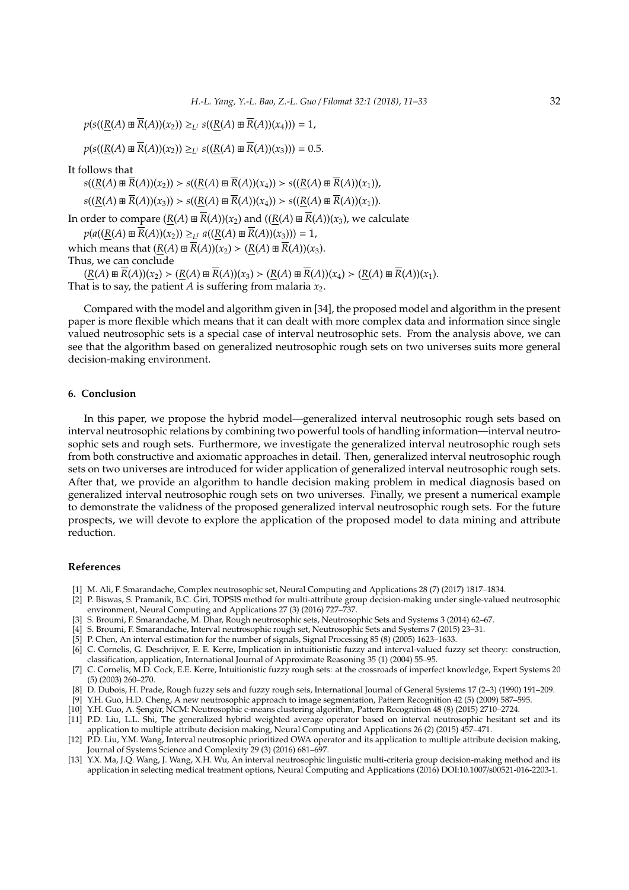$p(s((\underline{R}(A) \boxplus \overline{R}(A))(x_2)) \geq_{L^I} s((\underline{R}(A) \boxplus \overline{R}(A))(x_4))) = 1,$

$p(s((\underline{R}(A) \boxplus \overline{R}(A))(x_2)) \geq_{L^I} s((\underline{R}(A) \boxplus \overline{R}(A))(x_3))) = 0.5.$

It follows that

$s((\underline{R}(A) \boxplus \overline{R}(A))(x_2)) \succ s((\underline{R}(A) \boxplus \overline{R}(A))(x_4)) \succ s((\underline{R}(A) \boxplus \overline{R}(A))(x_1)),$

$s((\underline{R}(A) \boxplus \overline{R}(A))(x_3)) \succ s((\underline{R}(A) \boxplus \overline{R}(A))(x_4)) \succ s((\underline{R}(A) \boxplus \overline{R}(A))(x_1)).$

In order to compare $(\underline{R}(A) \boxplus \overline{R}(A))(x_2)$ and $((\underline{R}(A) \boxplus \overline{R}(A))(x_3)$, we calculate

$p(a((\underline{R}(A) \boxplus \overline{R}(A))(x_2)) \geq_{L^I} a((\underline{R}(A) \boxplus \overline{R}(A))(x_3))) = 1,$

which means that $(\underline{R}(A) \boxplus \overline{R}(A))(x_2) \succ (\underline{R}(A) \boxplus \overline{R}(A))(x_3)$.

Thus, we can conclude

$(\underline{R}(A) \boxplus \overline{R}(A))(x_2) \succ (\underline{R}(A) \boxplus \overline{R}(A))(x_3) \succ (\underline{R}(A) \boxplus \overline{R}(A))(x_4) \succ (\underline{R}(A) \boxplus \overline{R}(A))(x_1).$

That is to say, the patient $A$ is suffering from malaria $x_2$.

Compared with the model and algorithm given in [34], the proposed model and algorithm in the present paper is more flexible which means that it can dealt with more complex data and information since single valued neutrosophic sets is a special case of interval neutrosophic sets. From the analysis above, we can see that the algorithm based on generalized neutrosophic rough sets on two universes suits more general decision-making environment.

## 6. Conclusion

In this paper, we propose the hybrid model—generalized interval neutrosophic rough sets based on interval neutrosophic relations by combining two powerful tools of handling information—interval neutrosophic sets and rough sets. Furthermore, we investigate the generalized interval neutrosophic rough sets from both constructive and axiomatic approaches in detail. Then, generalized interval neutrosophic rough sets on two universes are introduced for wider application of generalized interval neutrosophic rough sets. After that, we provide an algorithm to handle decision making problem in medical diagnosis based on generalized interval neutrosophic rough sets on two universes. Finally, we present a numerical example to demonstrate the validness of the proposed generalized interval neutrosophic rough sets. For the future prospects, we will devote to explore the application of the proposed model to data mining and attribute reduction.

## References

- [1] M. Ali, F. Smarandache, Complex neutrosophic set, Neural Computing and Applications 28 (7) (2017) 1817–1834.
- [2] P. Biswas, S. Pramanik, B.C. Giri, TOPSIS method for multi-attribute group decision-making under single-valued neutrosophic environment, Neural Computing and Applications 27 (3) (2016) 727–737.
- [3] S. Broumi, F. Smarandache, M. Dhar, Rough neutrosophic sets, Neutrosophic Sets and Systems 3 (2014) 62–67.
- [4] S. Broumi, F. Smarandache, Interval neutrosophic rough set, Neutrosophic Sets and Systems 7 (2015) 23–31.
- [5] P. Chen, An interval estimation for the number of signals, Signal Processing 85 (8) (2005) 1623–1633.
- [6] C. Cornelis, G. Deschrijver, E. E. Kerre, Implication in intuitionistic fuzzy and interval-valued fuzzy set theory: construction, classification, application, International Journal of Approximate Reasoning 35 (1) (2004) 55–95.
- [7] C. Cornelis, M.D. Cock, E.E. Kerre, Intuitionistic fuzzy rough sets: at the crossroads of imperfect knowledge, Expert Systems 20 (5) (2003) 260–270.
- [8] D. Dubois, H. Prade, Rough fuzzy sets and fuzzy rough sets, International Journal of General Systems 17 (2–3) (1990) 191–209.
- [9] Y.H. Guo, H.D. Cheng, A new neutrosophic approach to image segmentation, Pattern Recognition 42 (5) (2009) 587–595.
- [10] Y.H. Guo, A. Şengür, NCM: Neutrosophic c-means clustering algorithm, Pattern Recognition 48 (8) (2015) 2710–2724.
- [11] P.D. Liu, L.L. Shi, The generalized hybrid weighted average operator based on interval neutrosophic hesitant set and its application to multiple attribute decision making, Neural Computing and Applications 26 (2) (2015) 457–471.
- [12] P.D. Liu, Y.M. Wang, Interval neutrosophic prioritized OWA operator and its application to multiple attribute decision making, Journal of Systems Science and Complexity 29 (3) (2016) 681–697.
- [13] Y.X. Ma, J.Q. Wang, J. Wang, X.H. Wu, An interval neutrosophic linguistic multi-criteria group decision-making method and its application in selecting medical treatment options, Neural Computing and Applications (2016) DOI:10.1007/s00521-016-2203-1.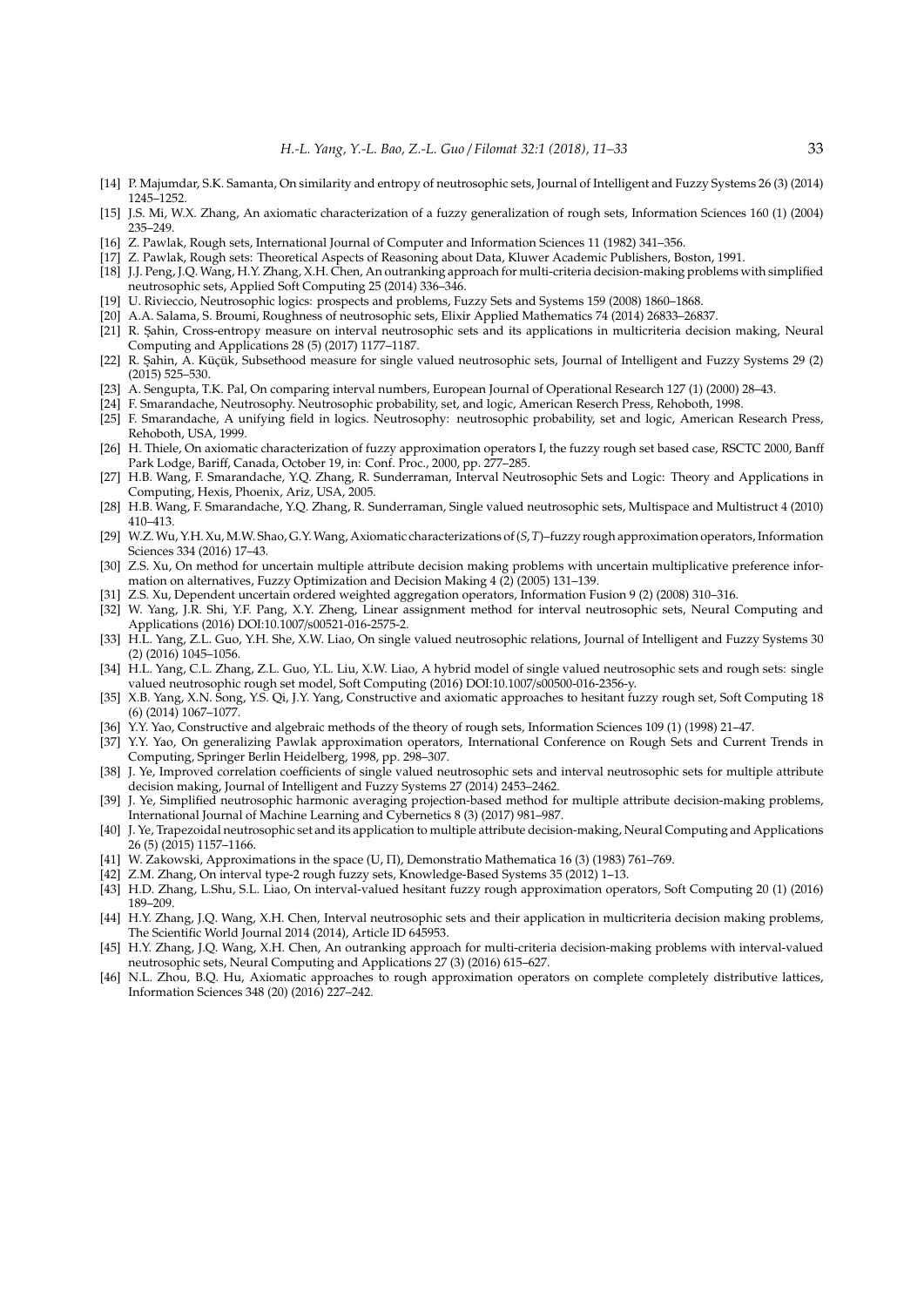[14] P. Majumdar, S.K. Samanta, On similarity and entropy of neutrosophic sets, Journal of Intelligent and Fuzzy Systems 26 (3) (2014) 1245–1252.

[15] J.S. Mi, W.X. Zhang, An axiomatic characterization of a fuzzy generalization of rough sets, Information Sciences 160 (1) (2004) 235–249.

[16] Z. Pawlak, Rough sets, International Journal of Computer and Information Sciences 11 (1982) 341–356.

[17] Z. Pawlak, Rough sets: Theoretical Aspects of Reasoning about Data, Kluwer Academic Publishers, Boston, 1991.

[18] J.J. Peng, J.Q. Wang, H.Y. Zhang, X.H. Chen, An outranking approach for multi-criteria decision-making problems with simplified neutrosophic sets, Applied Soft Computing 25 (2014) 336–346.

[19] U. Rivieccio, Neutrosophic logics: prospects and problems, Fuzzy Sets and Systems 159 (2008) 1860–1868.

[20] A.A. Salama, S. Broumi, Roughness of neutrosophic sets, Elixir Applied Mathematics 74 (2014) 26833–26837.

[21] R. Şahin, Cross-entropy measure on interval neutrosophic sets and its applications in multicriteria decision making, Neural Computing and Applications 28 (5) (2017) 1177–1187.

[22] R. Şahin, A. Küçük, Subsethood measure for single valued neutrosophic sets, Journal of Intelligent and Fuzzy Systems 29 (2) (2015) 525–530.

[23] A. Sengupta, T.K. Pal, On comparing interval numbers, European Journal of Operational Research 127 (1) (2000) 28–43.

[24] F. Smarandache, Neutrosophy. Neutrosophic probability, set, and logic, American Reserch Press, Rehoboth, 1998.

[25] F. Smarandache, A unifying field in logics. Neutrosophy: neutrosophic probability, set and logic, American Research Press, Rehoboth, USA, 1999.

[26] H. Thiele, On axiomatic characterization of fuzzy approximation operators I, the fuzzy rough set based case, RSCTC 2000, Banff Park Lodge, Bariff, Canada, October 19, in: Conf. Proc., 2000, pp. 277–285.

[27] H.B. Wang, F. Smarandache, Y.Q. Zhang, R. Sunderraman, Interval Neutrosophic Sets and Logic: Theory and Applications in Computing, Hexis, Phoenix, Ariz, USA, 2005.

[28] H.B. Wang, F. Smarandache, Y.Q. Zhang, R. Sunderraman, Single valued neutrosophic sets, Multispace and Multistruct 4 (2010) 410–413.

[29] W.Z. Wu, Y.H. Xu, M.W. Shao, G.Y. Wang, Axiomatic characterizations of $(S, T)$–fuzzy rough approximation operators, Information Sciences 334 (2016) 17–43.

[30] Z.S. Xu, On method for uncertain multiple attribute decision making problems with uncertain multiplicative preference information on alternatives, Fuzzy Optimization and Decision Making 4 (2) (2005) 131–139.

[31] Z.S. Xu, Dependent uncertain ordered weighted aggregation operators, Information Fusion 9 (2) (2008) 310–316.

[32] W. Yang, J.R. Shi, Y.F. Pang, X.Y. Zheng, Linear assignment method for interval neutrosophic sets, Neural Computing and Applications (2016) DOI:10.1007/s00521-016-2575-2.

[33] H.L. Yang, Z.L. Guo, Y.H. She, X.W. Liao, On single valued neutrosophic relations, Journal of Intelligent and Fuzzy Systems 30 (2) (2016) 1045–1056.

[34] H.L. Yang, C.L. Zhang, Z.L. Guo, Y.L. Liu, X.W. Liao, A hybrid model of single valued neutrosophic sets and rough sets: single valued neutrosophic rough set model, Soft Computing (2016) DOI:10.1007/s00500-016-2356-y.

[35] X.B. Yang, X.N. Song, Y.S. Qi, J.Y. Yang, Constructive and axiomatic approaches to hesitant fuzzy rough set, Soft Computing 18 (6) (2014) 1067–1077.

[36] Y.Y. Yao, Constructive and algebraic methods of the theory of rough sets, Information Sciences 109 (1) (1998) 21–47.

[37] Y.Y. Yao, On generalizing Pawlak approximation operators, International Conference on Rough Sets and Current Trends in Computing, Springer Berlin Heidelberg, 1998, pp. 298–307.

[38] J. Ye, Improved correlation coefficients of single valued neutrosophic sets and interval neutrosophic sets for multiple attribute decision making, Journal of Intelligent and Fuzzy Systems 27 (2014) 2453–2462.

[39] J. Ye, Simplified neutrosophic harmonic averaging projection-based method for multiple attribute decision-making problems, International Journal of Machine Learning and Cybernetics 8 (3) (2017) 981–987.

[40] J. Ye, Trapezoidal neutrosophic set and its application to multiple attribute decision-making, Neural Computing and Applications 26 (5) (2015) 1157–1166.

[41] W. Zakowski, Approximations in the space $(U, \Pi)$, Demonstratio Mathematica 16 (3) (1983) 761–769.

[42] Z.M. Zhang, On interval type-2 rough fuzzy sets, Knowledge-Based Systems 35 (2012) 1–13.

[43] H.D. Zhang, L.Shu, S.L. Liao, On interval-valued hesitant fuzzy rough approximation operators, Soft Computing 20 (1) (2016) 189–209.

[44] H.Y. Zhang, J.Q. Wang, X.H. Chen, Interval neutrosophic sets and their application in multicriteria decision making problems, The Scientific World Journal 2014 (2014), Article ID 645953.

[45] H.Y. Zhang, J.Q. Wang, X.H. Chen, An outranking approach for multi-criteria decision-making problems with interval-valued neutrosophic sets, Neural Computing and Applications 27 (3) (2016) 615–627.

[46] N.L. Zhou, B.Q. Hu, Axiomatic approaches to rough approximation operators on complete completely distributive lattices, Information Sciences 348 (20) (2016) 227–242.